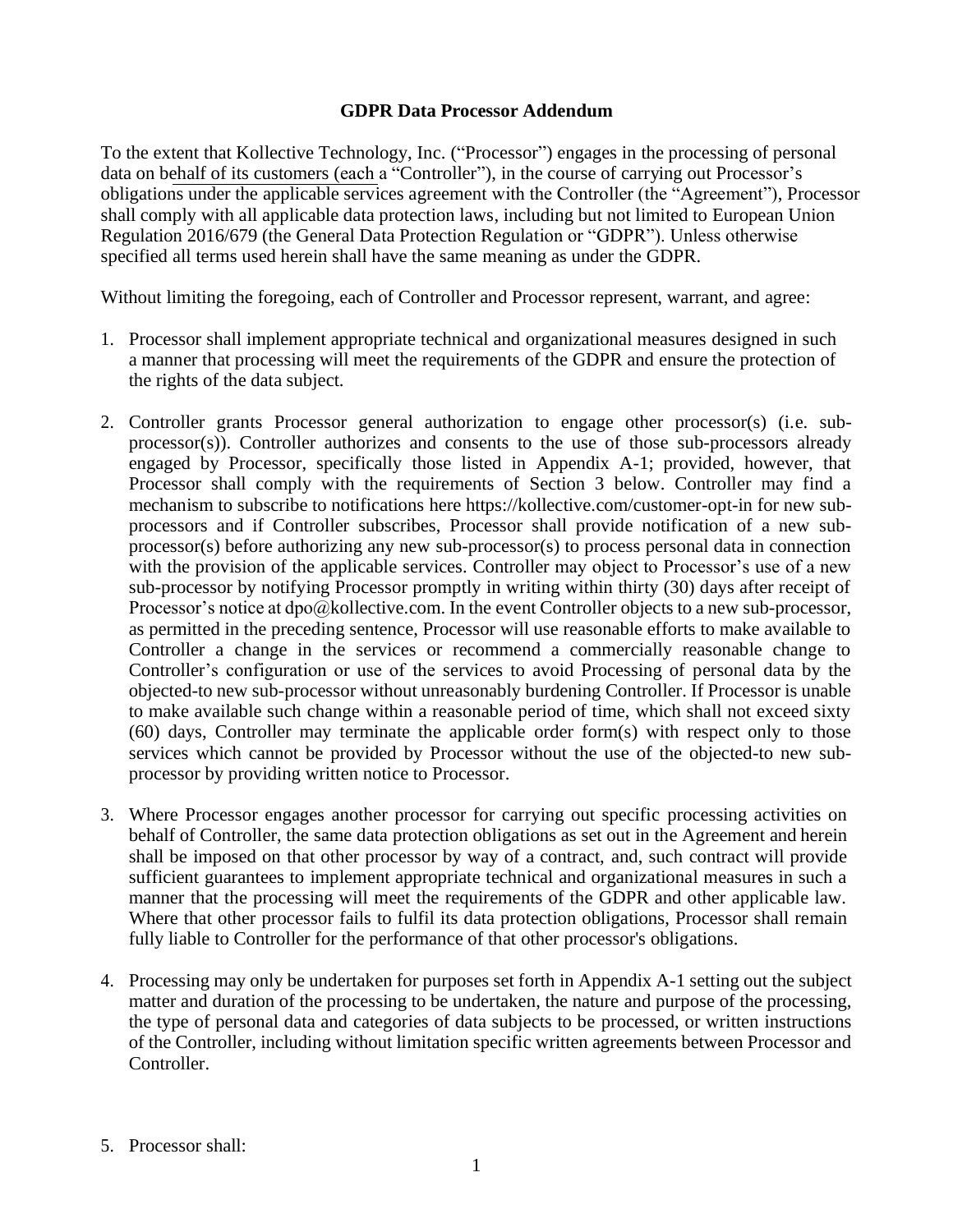**GDPR Data Processor Addendum**

To the extent that Kollective Technology, Inc. ("Processor") engages in the processing of personal data on behalf of its customers (each a "Controller"), in the course of carrying out Processor's obligations under the applicable services agreement with the Controller (the "Agreement"), Processor shall comply with all applicable data protection laws, including but not limited to European Union Regulation 2016/679 (the General Data Protection Regulation or "GDPR"). Unless otherwise specified all terms used herein shall have the same meaning as under the GDPR.

Without limiting the foregoing, each of Controller and Processor represent, warrant, and agree:

1. Processor shall implement appropriate technical and organizational measures designed in such a manner that processing will meet the requirements of the GDPR and ensure the protection of the rights of the data subject.

2. Controller grants Processor general authorization to engage other processor(s) (i.e. sub-processor(s)). Controller authorizes and consents to the use of those sub-processors already engaged by Processor, specifically those listed in Appendix A-1; provided, however, that Processor shall comply with the requirements of Section 3 below. Controller may find a mechanism to subscribe to notifications here https://kollective.com/customer-opt-in for new sub-processors and if Controller subscribes, Processor shall provide notification of a new sub-processor(s) before authorizing any new sub-processor(s) to process personal data in connection with the provision of the applicable services. Controller may object to Processor's use of a new sub-processor by notifying Processor promptly in writing within thirty (30) days after receipt of Processor's notice at dpo@kollective.com. In the event Controller objects to a new sub-processor, as permitted in the preceding sentence, Processor will use reasonable efforts to make available to Controller a change in the services or recommend a commercially reasonable change to Controller's configuration or use of the services to avoid Processing of personal data by the objected-to new sub-processor without unreasonably burdening Controller. If Processor is unable to make available such change within a reasonable period of time, which shall not exceed sixty (60) days, Controller may terminate the applicable order form(s) with respect only to those services which cannot be provided by Processor without the use of the objected-to new sub-processor by providing written notice to Processor.

3. Where Processor engages another processor for carrying out specific processing activities on behalf of Controller, the same data protection obligations as set out in the Agreement and herein shall be imposed on that other processor by way of a contract, and, such contract will provide sufficient guarantees to implement appropriate technical and organizational measures in such a manner that the processing will meet the requirements of the GDPR and other applicable law. Where that other processor fails to fulfil its data protection obligations, Processor shall remain fully liable to Controller for the performance of that other processor's obligations.

4. Processing may only be undertaken for purposes set forth in Appendix A-1 setting out the subject matter and duration of the processing to be undertaken, the nature and purpose of the processing, the type of personal data and categories of data subjects to be processed, or written instructions of the Controller, including without limitation specific written agreements between Processor and Controller.

5. Processor shall: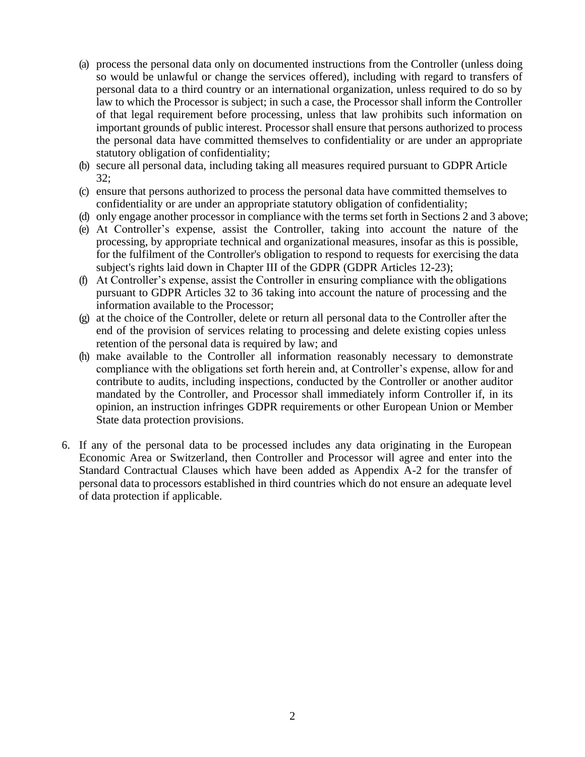(a) process the personal data only on documented instructions from the Controller (unless doing so would be unlawful or change the services offered), including with regard to transfers of personal data to a third country or an international organization, unless required to do so by law to which the Processor is subject; in such a case, the Processor shall inform the Controller of that legal requirement before processing, unless that law prohibits such information on important grounds of public interest. Processor shall ensure that persons authorized to process the personal data have committed themselves to confidentiality or are under an appropriate statutory obligation of confidentiality;

(b) secure all personal data, including taking all measures required pursuant to GDPR Article 32;

(c) ensure that persons authorized to process the personal data have committed themselves to confidentiality or are under an appropriate statutory obligation of confidentiality;

(d) only engage another processor in compliance with the terms set forth in Sections 2 and 3 above;

(e) At Controller's expense, assist the Controller, taking into account the nature of the processing, by appropriate technical and organizational measures, insofar as this is possible, for the fulfilment of the Controller's obligation to respond to requests for exercising the data subject's rights laid down in Chapter III of the GDPR (GDPR Articles 12-23);

(f) At Controller's expense, assist the Controller in ensuring compliance with the obligations pursuant to GDPR Articles 32 to 36 taking into account the nature of processing and the information available to the Processor;

(g) at the choice of the Controller, delete or return all personal data to the Controller after the end of the provision of services relating to processing and delete existing copies unless retention of the personal data is required by law; and

(h) make available to the Controller all information reasonably necessary to demonstrate compliance with the obligations set forth herein and, at Controller's expense, allow for and contribute to audits, including inspections, conducted by the Controller or another auditor mandated by the Controller, and Processor shall immediately inform Controller if, in its opinion, an instruction infringes GDPR requirements or other European Union or Member State data protection provisions.

6. If any of the personal data to be processed includes any data originating in the European Economic Area or Switzerland, then Controller and Processor will agree and enter into the Standard Contractual Clauses which have been added as Appendix A-2 for the transfer of personal data to processors established in third countries which do not ensure an adequate level of data protection if applicable.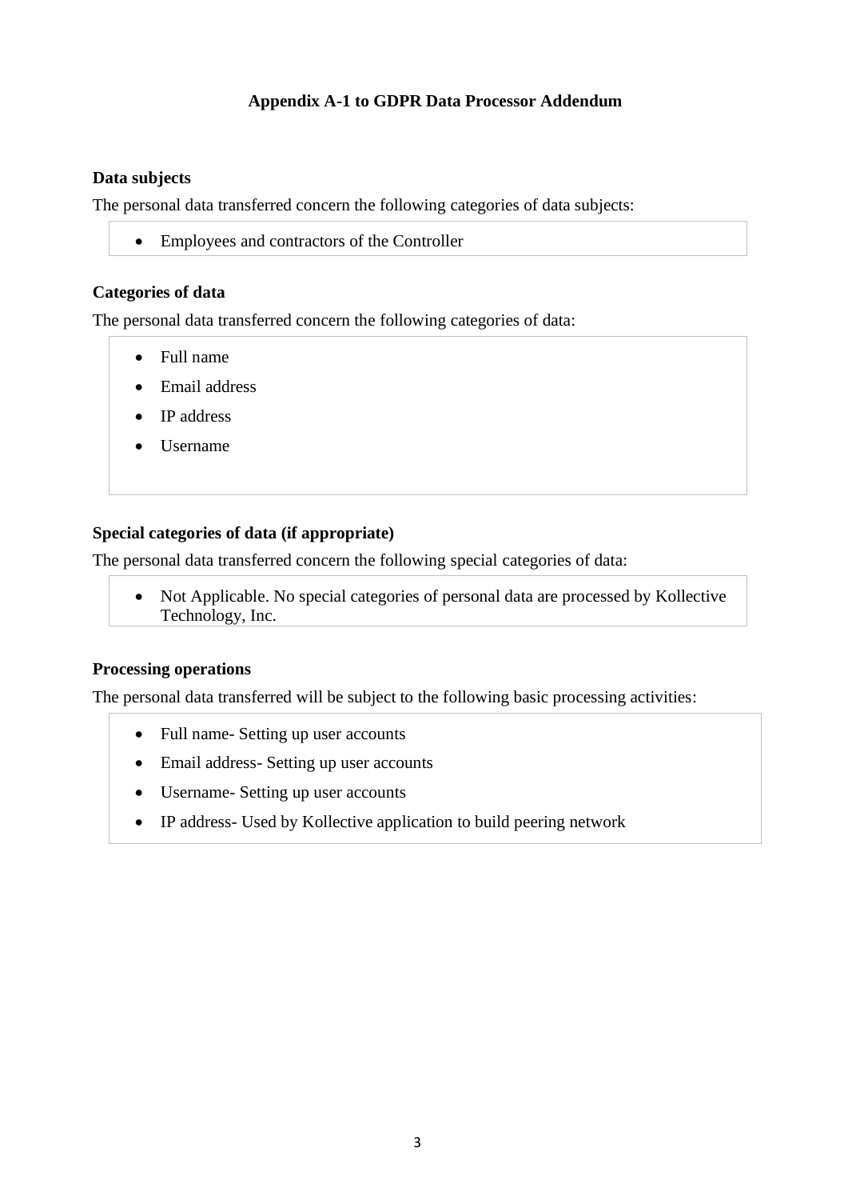## Appendix A-1 to GDPR Data Processor Addendum

### Data subjects

The personal data transferred concern the following categories of data subjects:

- Employees and contractors of the Controller

### Categories of data

The personal data transferred concern the following categories of data:

- Full name
- Email address
- IP address
- Username

### Special categories of data (if appropriate)

The personal data transferred concern the following special categories of data:

- Not Applicable. No special categories of personal data are processed by Kollective Technology, Inc.

### Processing operations

The personal data transferred will be subject to the following basic processing activities:

- Full name- Setting up user accounts
- Email address- Setting up user accounts
- Username- Setting up user accounts
- IP address- Used by Kollective application to build peering network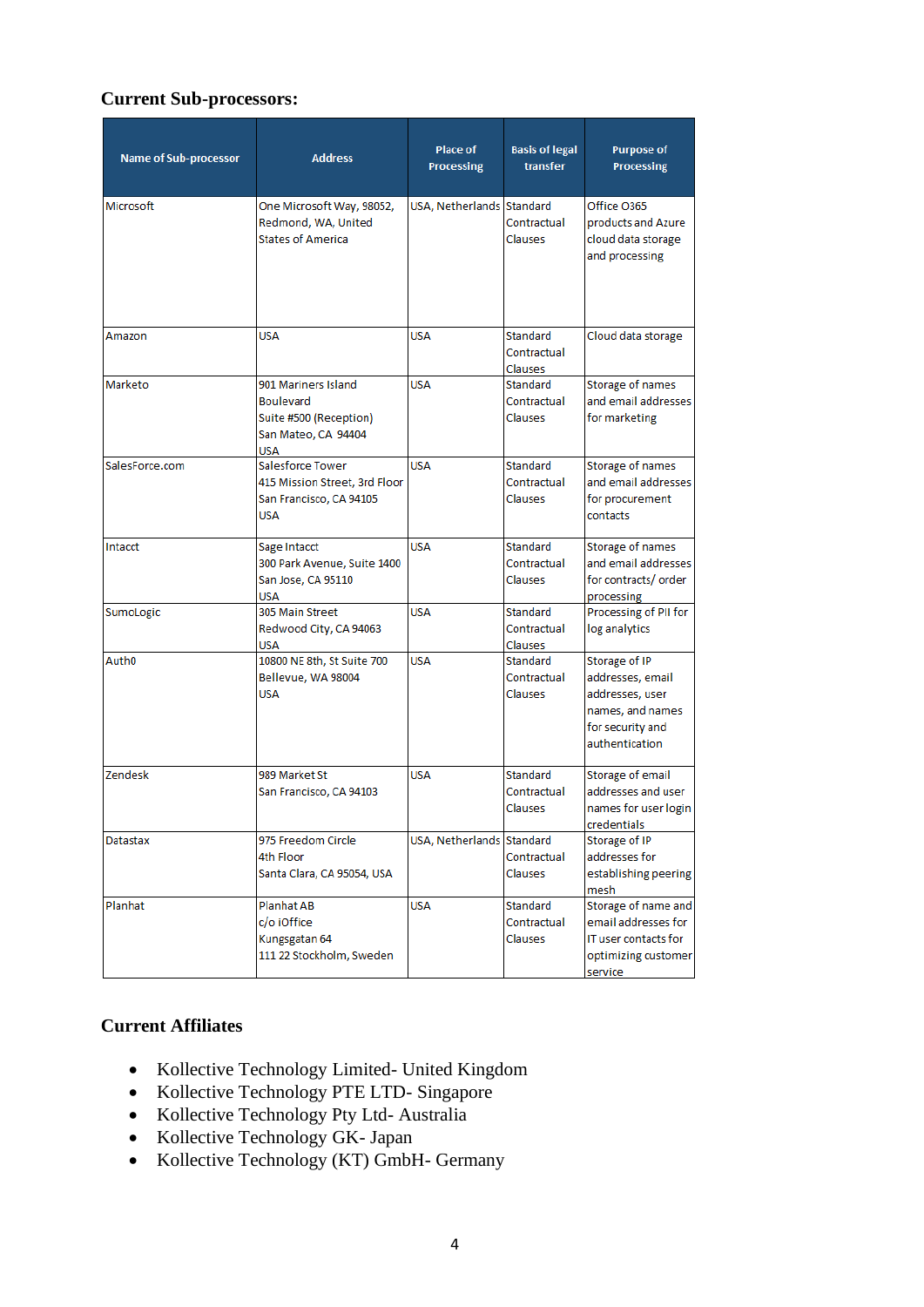## Current Sub-processors:

| Name of Sub-processor | Address | Place of Processing | Basis of legal transfer | Purpose of Processing |
|---|---|---|---|---|
| Microsoft | One Microsoft Way, 98052, Redmond, WA, United States of America | USA, Netherlands | Standard Contractual Clauses | Office O365 products and Azure cloud data storage and processing |
| Amazon | USA | USA | Standard Contractual Clauses | Cloud data storage |
| Marketo | 901 Mariners Island Boulevard Suite #500 (Reception) San Mateo, CA 94404 USA | USA | Standard Contractual Clauses | Storage of names and email addresses for marketing |
| SalesForce.com | Salesforce Tower 415 Mission Street, 3rd Floor San Francisco, CA 94105 USA | USA | Standard Contractual Clauses | Storage of names and email addresses for procurement contacts |
| Intacct | Sage Intacct 300 Park Avenue, Suite 1400 San Jose, CA 95110 USA | USA | Standard Contractual Clauses | Storage of names and email addresses for contracts/ order processing |
| SumoLogic | 305 Main Street Redwood City, CA 94063 USA | USA | Standard Contractual Clauses | Processing of PII for log analytics |
| Auth0 | 10800 NE 8th, St Suite 700 Bellevue, WA 98004 USA | USA | Standard Contractual Clauses | Storage of IP addresses, email addresses, user names, and names for security and authentication |
| Zendesk | 989 Market St San Francisco, CA 94103 | USA | Standard Contractual Clauses | Storage of email addresses and user names for user login credentials |
| Datastax | 975 Freedom Circle 4th Floor Santa Clara, CA 95054, USA | USA, Netherlands | Standard Contractual Clauses | Storage of IP addresses for establishing peering mesh |
| Planhat | Planhat AB c/o iOffice Kungsgatan 64 111 22 Stockholm, Sweden | USA | Standard Contractual Clauses | Storage of name and email addresses for IT user contacts for optimizing customer service |

## Current Affiliates

- Kollective Technology Limited- United Kingdom
- Kollective Technology PTE LTD- Singapore
- Kollective Technology Pty Ltd- Australia
- Kollective Technology GK- Japan
- Kollective Technology (KT) GmbH- Germany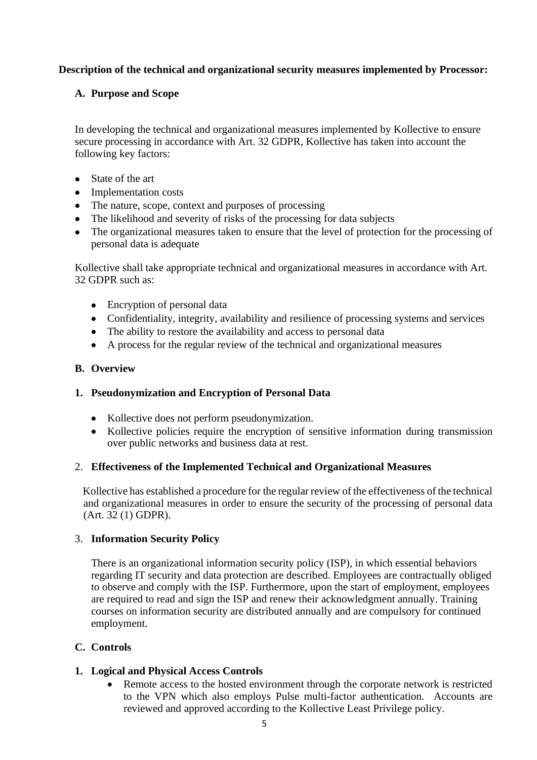**Description of the technical and organizational security measures implemented by Processor:**

## A. Purpose and Scope

In developing the technical and organizational measures implemented by Kollective to ensure secure processing in accordance with Art. 32 GDPR, Kollective has taken into account the following key factors:

- State of the art
- Implementation costs
- The nature, scope, context and purposes of processing
- The likelihood and severity of risks of the processing for data subjects
- The organizational measures taken to ensure that the level of protection for the processing of personal data is adequate

Kollective shall take appropriate technical and organizational measures in accordance with Art. 32 GDPR such as:

- Encryption of personal data
- Confidentiality, integrity, availability and resilience of processing systems and services
- The ability to restore the availability and access to personal data
- A process for the regular review of the technical and organizational measures

## B. Overview

### 1. Pseudonymization and Encryption of Personal Data

- Kollective does not perform pseudonymization.
- Kollective policies require the encryption of sensitive information during transmission over public networks and business data at rest.

### 2. Effectiveness of the Implemented Technical and Organizational Measures

Kollective has established a procedure for the regular review of the effectiveness of the technical and organizational measures in order to ensure the security of the processing of personal data (Art. 32 (1) GDPR).

### 3. Information Security Policy

There is an organizational information security policy (ISP), in which essential behaviors regarding IT security and data protection are described. Employees are contractually obliged to observe and comply with the ISP. Furthermore, upon the start of employment, employees are required to read and sign the ISP and renew their acknowledgment annually. Training courses on information security are distributed annually and are compulsory for continued employment.

## C. Controls

### 1. Logical and Physical Access Controls

- Remote access to the hosted environment through the corporate network is restricted to the VPN which also employs Pulse multi-factor authentication. Accounts are reviewed and approved according to the Kollective Least Privilege policy.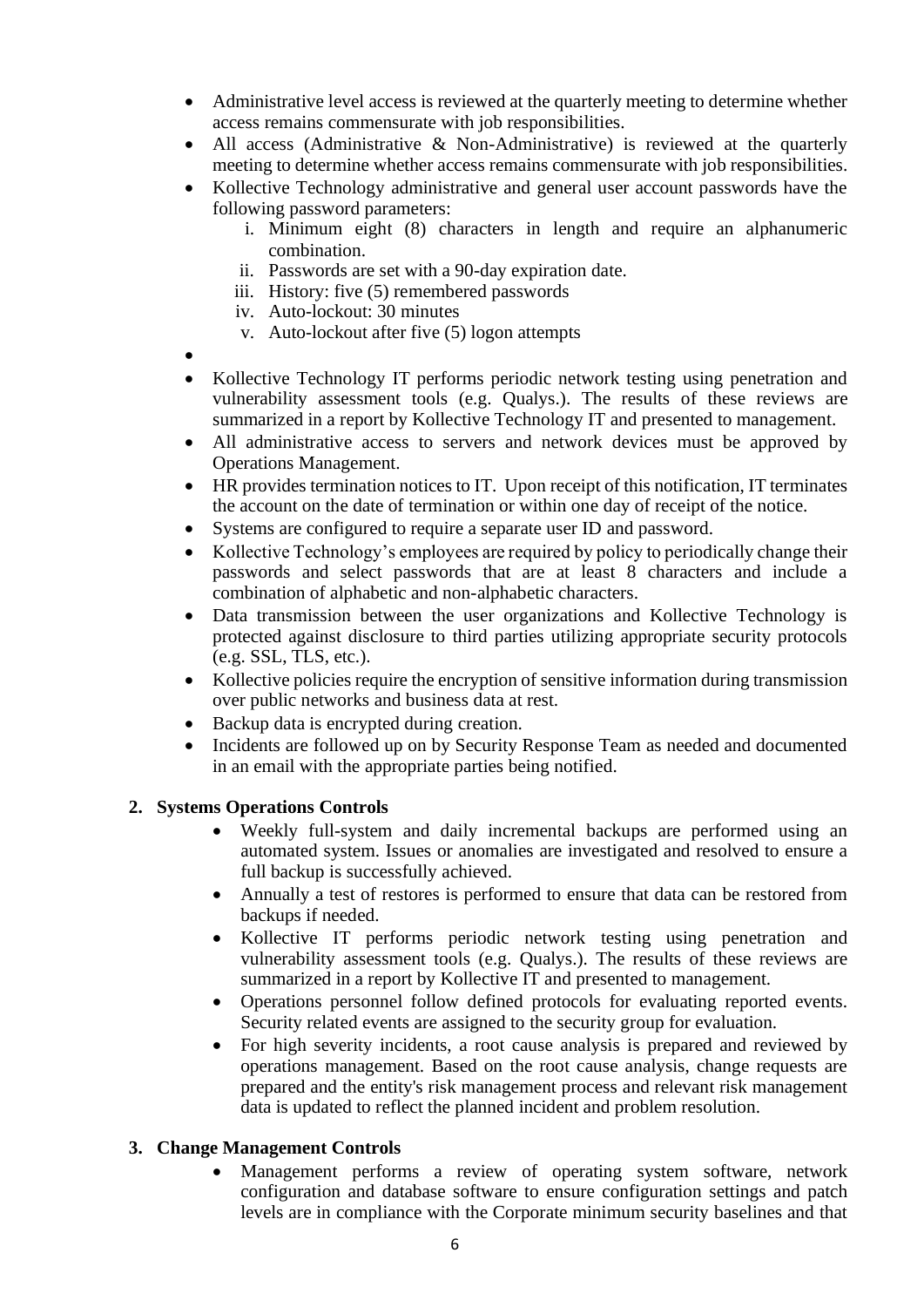- Administrative level access is reviewed at the quarterly meeting to determine whether access remains commensurate with job responsibilities.
- All access (Administrative & Non-Administrative) is reviewed at the quarterly meeting to determine whether access remains commensurate with job responsibilities.
- Kollective Technology administrative and general user account passwords have the following password parameters:
    i. Minimum eight (8) characters in length and require an alphanumeric combination.
    ii. Passwords are set with a 90-day expiration date.
    iii. History: five (5) remembered passwords
    iv. Auto-lockout: 30 minutes
    v. Auto-lockout after five (5) logon attempts
- 
- Kollective Technology IT performs periodic network testing using penetration and vulnerability assessment tools (e.g. Qualys.). The results of these reviews are summarized in a report by Kollective Technology IT and presented to management.
- All administrative access to servers and network devices must be approved by Operations Management.
- HR provides termination notices to IT. Upon receipt of this notification, IT terminates the account on the date of termination or within one day of receipt of the notice.
- Systems are configured to require a separate user ID and password.
- Kollective Technology's employees are required by policy to periodically change their passwords and select passwords that are at least 8 characters and include a combination of alphabetic and non-alphabetic characters.
- Data transmission between the user organizations and Kollective Technology is protected against disclosure to third parties utilizing appropriate security protocols (e.g. SSL, TLS, etc.).
- Kollective policies require the encryption of sensitive information during transmission over public networks and business data at rest.
- Backup data is encrypted during creation.
- Incidents are followed up on by Security Response Team as needed and documented in an email with the appropriate parties being notified.

**2. Systems Operations Controls**

- Weekly full-system and daily incremental backups are performed using an automated system. Issues or anomalies are investigated and resolved to ensure a full backup is successfully achieved.
- Annually a test of restores is performed to ensure that data can be restored from backups if needed.
- Kollective IT performs periodic network testing using penetration and vulnerability assessment tools (e.g. Qualys.). The results of these reviews are summarized in a report by Kollective IT and presented to management.
- Operations personnel follow defined protocols for evaluating reported events. Security related events are assigned to the security group for evaluation.
- For high severity incidents, a root cause analysis is prepared and reviewed by operations management. Based on the root cause analysis, change requests are prepared and the entity's risk management process and relevant risk management data is updated to reflect the planned incident and problem resolution.

**3. Change Management Controls**

- Management performs a review of operating system software, network configuration and database software to ensure configuration settings and patch levels are in compliance with the Corporate minimum security baselines and that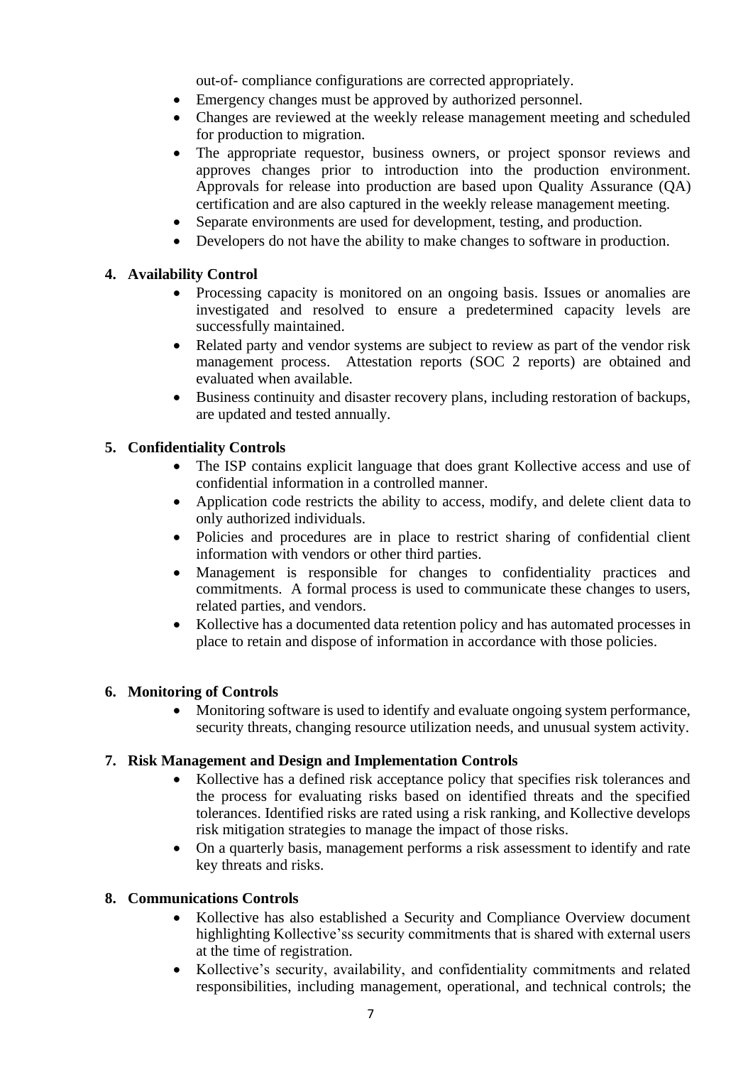out-of- compliance configurations are corrected appropriately.

- Emergency changes must be approved by authorized personnel.
- Changes are reviewed at the weekly release management meeting and scheduled for production to migration.
- The appropriate requestor, business owners, or project sponsor reviews and approves changes prior to introduction into the production environment. Approvals for release into production are based upon Quality Assurance (QA) certification and are also captured in the weekly release management meeting.
- Separate environments are used for development, testing, and production.
- Developers do not have the ability to make changes to software in production.

**4. Availability Control**

- Processing capacity is monitored on an ongoing basis. Issues or anomalies are investigated and resolved to ensure a predetermined capacity levels are successfully maintained.
- Related party and vendor systems are subject to review as part of the vendor risk management process. Attestation reports (SOC 2 reports) are obtained and evaluated when available.
- Business continuity and disaster recovery plans, including restoration of backups, are updated and tested annually.

**5. Confidentiality Controls**

- The ISP contains explicit language that does grant Kollective access and use of confidential information in a controlled manner.
- Application code restricts the ability to access, modify, and delete client data to only authorized individuals.
- Policies and procedures are in place to restrict sharing of confidential client information with vendors or other third parties.
- Management is responsible for changes to confidentiality practices and commitments. A formal process is used to communicate these changes to users, related parties, and vendors.
- Kollective has a documented data retention policy and has automated processes in place to retain and dispose of information in accordance with those policies.

**6. Monitoring of Controls**

- Monitoring software is used to identify and evaluate ongoing system performance, security threats, changing resource utilization needs, and unusual system activity.

**7. Risk Management and Design and Implementation Controls**

- Kollective has a defined risk acceptance policy that specifies risk tolerances and the process for evaluating risks based on identified threats and the specified tolerances. Identified risks are rated using a risk ranking, and Kollective develops risk mitigation strategies to manage the impact of those risks.
- On a quarterly basis, management performs a risk assessment to identify and rate key threats and risks.

**8. Communications Controls**

- Kollective has also established a Security and Compliance Overview document highlighting Kollective'ss security commitments that is shared with external users at the time of registration.
- Kollective's security, availability, and confidentiality commitments and related responsibilities, including management, operational, and technical controls; the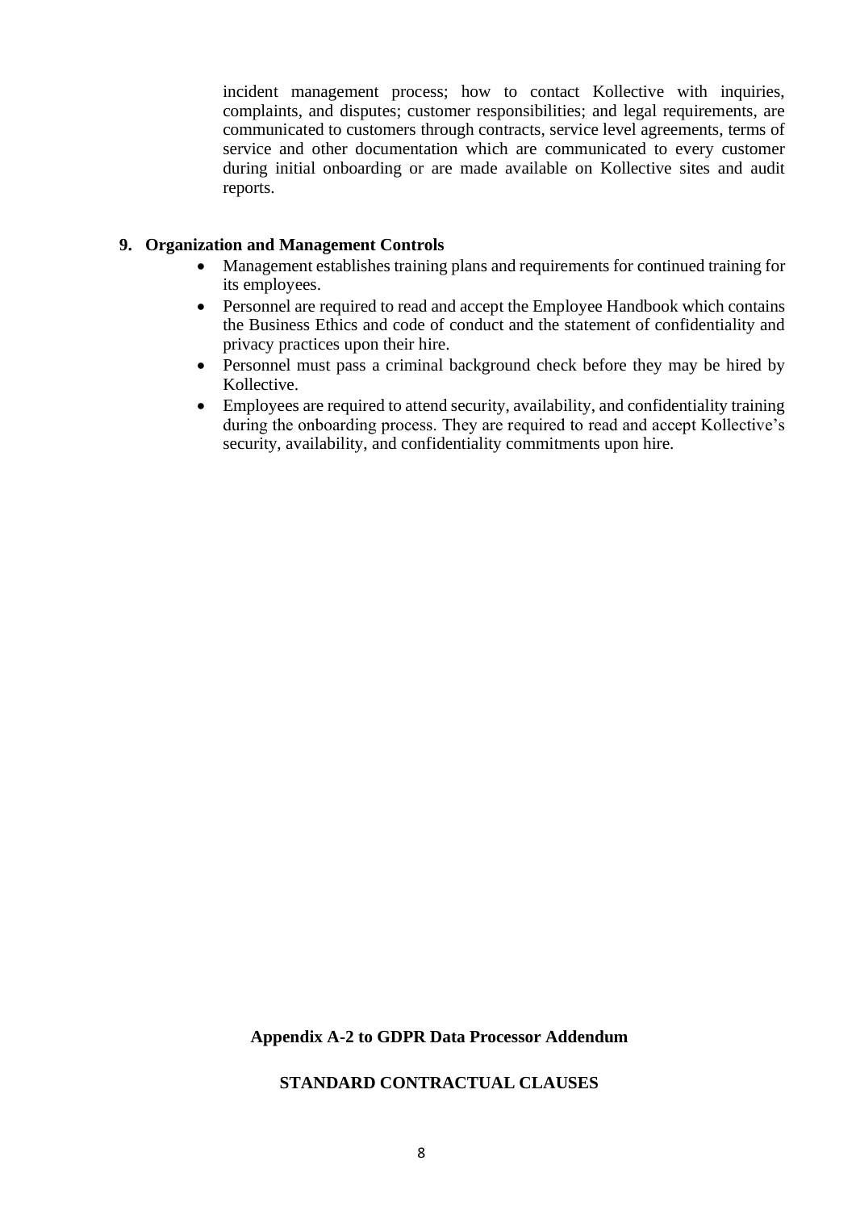incident management process; how to contact Kollective with inquiries, complaints, and disputes; customer responsibilities; and legal requirements, are communicated to customers through contracts, service level agreements, terms of service and other documentation which are communicated to every customer during initial onboarding or are made available on Kollective sites and audit reports.

**9. Organization and Management Controls**

- Management establishes training plans and requirements for continued training for its employees.
- Personnel are required to read and accept the Employee Handbook which contains the Business Ethics and code of conduct and the statement of confidentiality and privacy practices upon their hire.
- Personnel must pass a criminal background check before they may be hired by Kollective.
- Employees are required to attend security, availability, and confidentiality training during the onboarding process. They are required to read and accept Kollective's security, availability, and confidentiality commitments upon hire.

**Appendix A-2 to GDPR Data Processor Addendum**

**STANDARD CONTRACTUAL CLAUSES**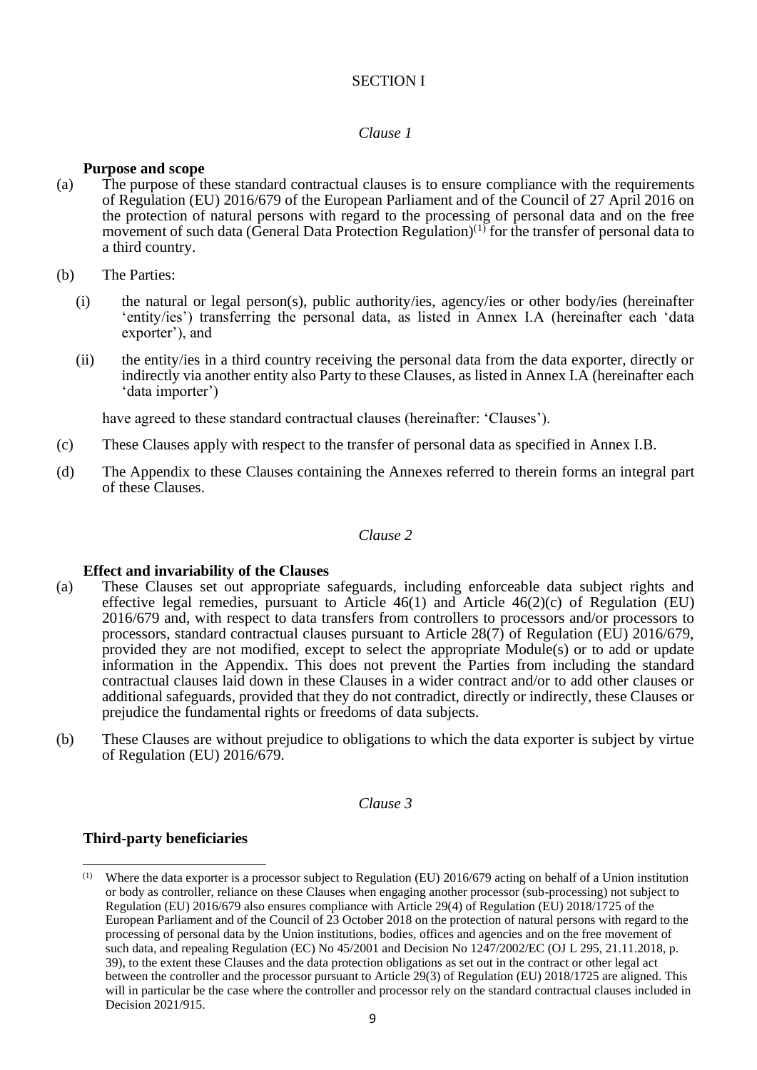## SECTION I

*Clause 1*

**Purpose and scope**

(a) The purpose of these standard contractual clauses is to ensure compliance with the requirements of Regulation (EU) 2016/679 of the European Parliament and of the Council of 27 April 2016 on the protection of natural persons with regard to the processing of personal data and on the free movement of such data (General Data Protection Regulation)[(1)] for the transfer of personal data to a third country.

(b) The Parties:

   (i) the natural or legal person(s), public authority/ies, agency/ies or other body/ies (hereinafter 'entity/ies') transferring the personal data, as listed in Annex I.A (hereinafter each 'data exporter'), and

   (ii) the entity/ies in a third country receiving the personal data from the data exporter, directly or indirectly via another entity also Party to these Clauses, as listed in Annex I.A (hereinafter each 'data importer')

   have agreed to these standard contractual clauses (hereinafter: 'Clauses').

(c) These Clauses apply with respect to the transfer of personal data as specified in Annex I.B.

(d) The Appendix to these Clauses containing the Annexes referred to therein forms an integral part of these Clauses.

*Clause 2*

**Effect and invariability of the Clauses**

(a) These Clauses set out appropriate safeguards, including enforceable data subject rights and effective legal remedies, pursuant to Article 46(1) and Article 46(2)(c) of Regulation (EU) 2016/679 and, with respect to data transfers from controllers to processors and/or processors to processors, standard contractual clauses pursuant to Article 28(7) of Regulation (EU) 2016/679, provided they are not modified, except to select the appropriate Module(s) or to add or update information in the Appendix. This does not prevent the Parties from including the standard contractual clauses laid down in these Clauses in a wider contract and/or to add other clauses or additional safeguards, provided that they do not contradict, directly or indirectly, these Clauses or prejudice the fundamental rights or freedoms of data subjects.

(b) These Clauses are without prejudice to obligations to which the data exporter is subject by virtue of Regulation (EU) 2016/679.

*Clause 3*

**Third-party beneficiaries**

---

(1) Where the data exporter is a processor subject to Regulation (EU) 2016/679 acting on behalf of a Union institution or body as controller, reliance on these Clauses when engaging another processor (sub-processing) not subject to Regulation (EU) 2016/679 also ensures compliance with Article 29(4) of Regulation (EU) 2018/1725 of the European Parliament and of the Council of 23 October 2018 on the protection of natural persons with regard to the processing of personal data by the Union institutions, bodies, offices and agencies and on the free movement of such data, and repealing Regulation (EC) No 45/2001 and Decision No 1247/2002/EC (OJ L 295, 21.11.2018, p. 39), to the extent these Clauses and the data protection obligations as set out in the contract or other legal act between the controller and the processor pursuant to Article 29(3) of Regulation (EU) 2018/1725 are aligned. This will in particular be the case where the controller and processor rely on the standard contractual clauses included in Decision 2021/915.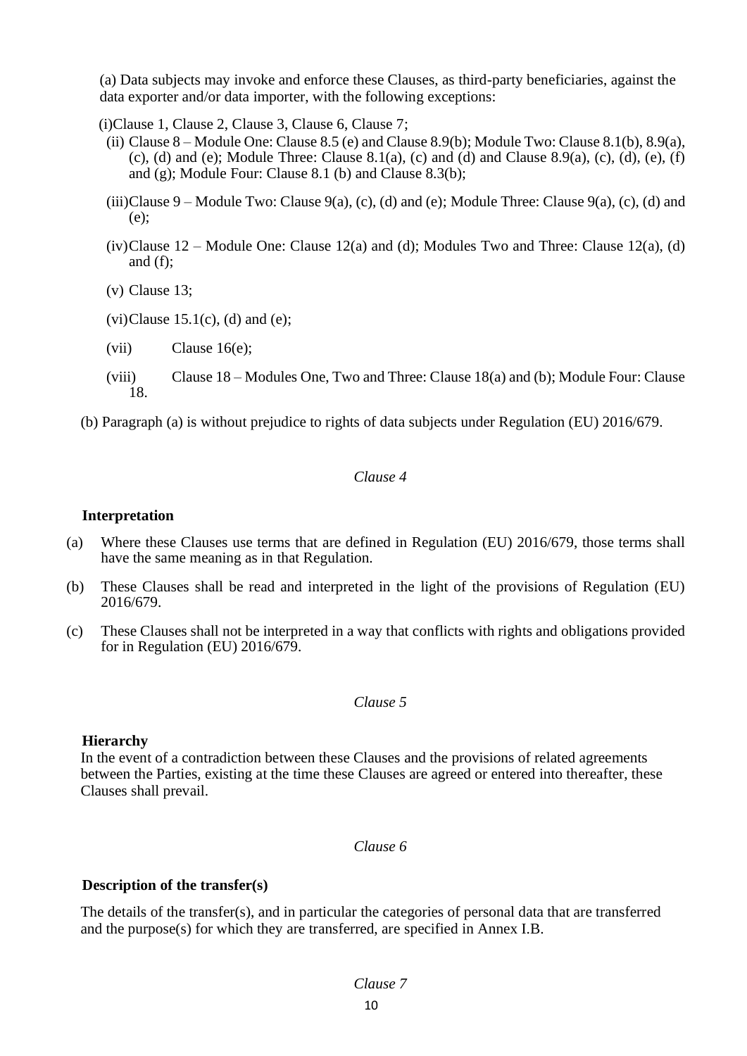(a) Data subjects may invoke and enforce these Clauses, as third-party beneficiaries, against the data exporter and/or data importer, with the following exceptions:

(i) Clause 1, Clause 2, Clause 3, Clause 6, Clause 7;

(ii) Clause 8 – Module One: Clause 8.5 (e) and Clause 8.9(b); Module Two: Clause 8.1(b), 8.9(a), (c), (d) and (e); Module Three: Clause 8.1(a), (c) and (d) and Clause 8.9(a), (c), (d), (e), (f) and (g); Module Four: Clause 8.1 (b) and Clause 8.3(b);

(iii) Clause 9 – Module Two: Clause 9(a), (c), (d) and (e); Module Three: Clause 9(a), (c), (d) and (e);

(iv) Clause 12 – Module One: Clause 12(a) and (d); Modules Two and Three: Clause 12(a), (d) and (f);

(v) Clause 13;

(vi) Clause 15.1(c), (d) and (e);

(vii) Clause 16(e);

(viii) Clause 18 – Modules One, Two and Three: Clause 18(a) and (b); Module Four: Clause 18.

(b) Paragraph (a) is without prejudice to rights of data subjects under Regulation (EU) 2016/679.

*Clause 4*

**Interpretation**

(a) Where these Clauses use terms that are defined in Regulation (EU) 2016/679, those terms shall have the same meaning as in that Regulation.

(b) These Clauses shall be read and interpreted in the light of the provisions of Regulation (EU) 2016/679.

(c) These Clauses shall not be interpreted in a way that conflicts with rights and obligations provided for in Regulation (EU) 2016/679.

*Clause 5*

**Hierarchy**

In the event of a contradiction between these Clauses and the provisions of related agreements between the Parties, existing at the time these Clauses are agreed or entered into thereafter, these Clauses shall prevail.

*Clause 6*

**Description of the transfer(s)**

The details of the transfer(s), and in particular the categories of personal data that are transferred and the purpose(s) for which they are transferred, are specified in Annex I.B.

*Clause 7*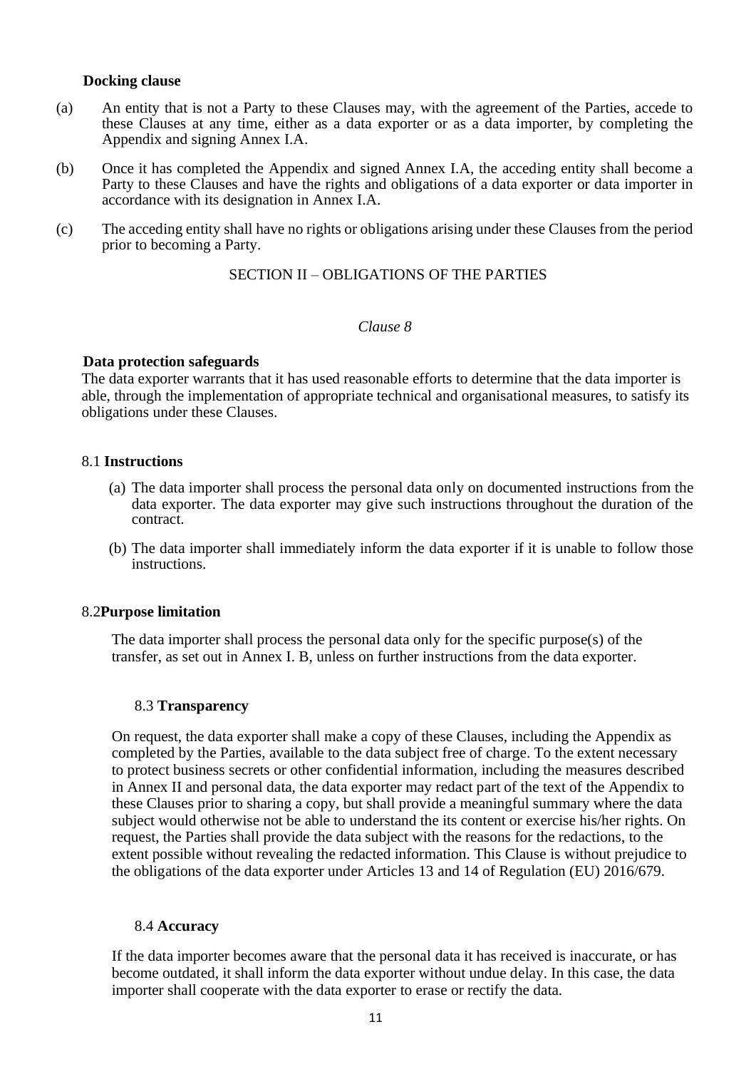**Docking clause**

(a) An entity that is not a Party to these Clauses may, with the agreement of the Parties, accede to these Clauses at any time, either as a data exporter or as a data importer, by completing the Appendix and signing Annex I.A.

(b) Once it has completed the Appendix and signed Annex I.A, the acceding entity shall become a Party to these Clauses and have the rights and obligations of a data exporter or data importer in accordance with its designation in Annex I.A.

(c) The acceding entity shall have no rights or obligations arising under these Clauses from the period prior to becoming a Party.

## SECTION II – OBLIGATIONS OF THE PARTIES

*Clause 8*

**Data protection safeguards**

The data exporter warrants that it has used reasonable efforts to determine that the data importer is able, through the implementation of appropriate technical and organisational measures, to satisfy its obligations under these Clauses.

8.1 **Instructions**

(a) The data importer shall process the personal data only on documented instructions from the data exporter. The data exporter may give such instructions throughout the duration of the contract.

(b) The data importer shall immediately inform the data exporter if it is unable to follow those instructions.

8.2**Purpose limitation**

The data importer shall process the personal data only for the specific purpose(s) of the transfer, as set out in Annex I. B, unless on further instructions from the data exporter.

8.3 **Transparency**

On request, the data exporter shall make a copy of these Clauses, including the Appendix as completed by the Parties, available to the data subject free of charge. To the extent necessary to protect business secrets or other confidential information, including the measures described in Annex II and personal data, the data exporter may redact part of the text of the Appendix to these Clauses prior to sharing a copy, but shall provide a meaningful summary where the data subject would otherwise not be able to understand the its content or exercise his/her rights. On request, the Parties shall provide the data subject with the reasons for the redactions, to the extent possible without revealing the redacted information. This Clause is without prejudice to the obligations of the data exporter under Articles 13 and 14 of Regulation (EU) 2016/679.

8.4 **Accuracy**

If the data importer becomes aware that the personal data it has received is inaccurate, or has become outdated, it shall inform the data exporter without undue delay. In this case, the data importer shall cooperate with the data exporter to erase or rectify the data.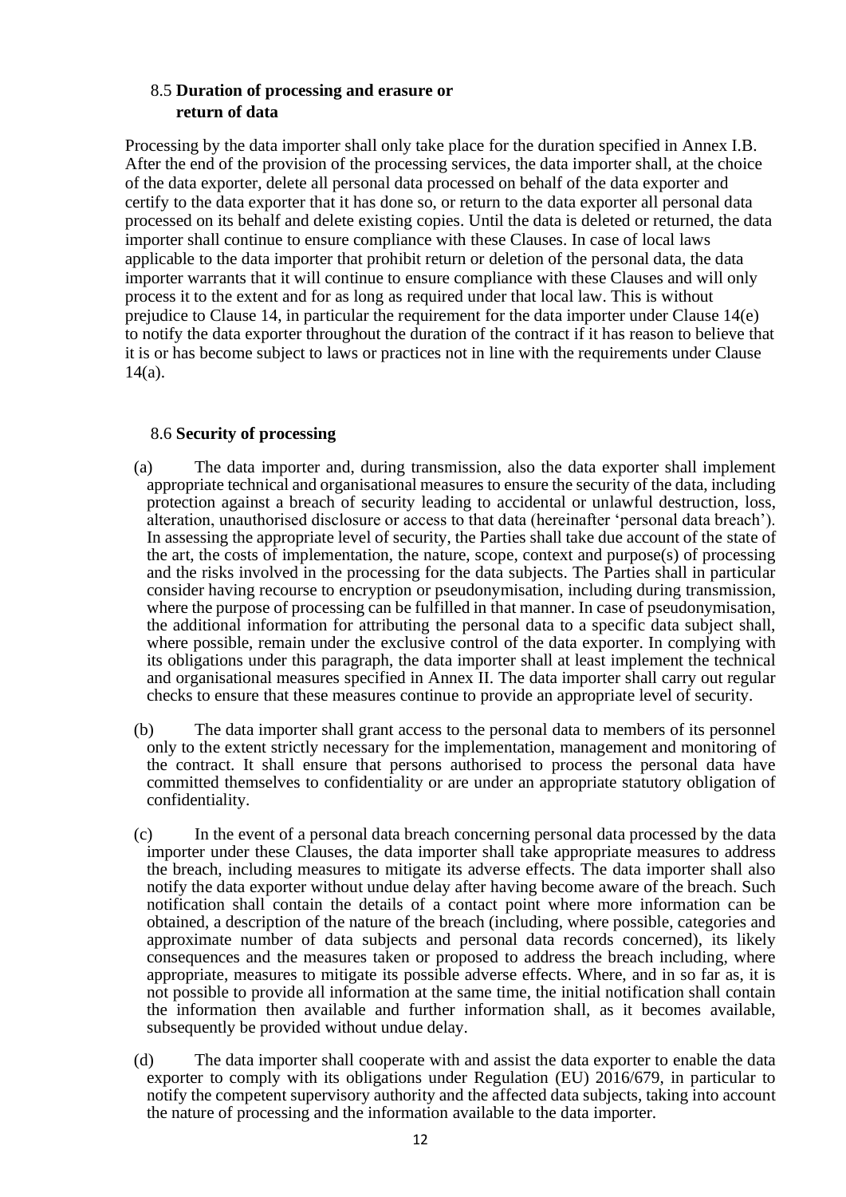### 8.5 **Duration of processing and erasure or return of data**

Processing by the data importer shall only take place for the duration specified in Annex I.B. After the end of the provision of the processing services, the data importer shall, at the choice of the data exporter, delete all personal data processed on behalf of the data exporter and certify to the data exporter that it has done so, or return to the data exporter all personal data processed on its behalf and delete existing copies. Until the data is deleted or returned, the data importer shall continue to ensure compliance with these Clauses. In case of local laws applicable to the data importer that prohibit return or deletion of the personal data, the data importer warrants that it will continue to ensure compliance with these Clauses and will only process it to the extent and for as long as required under that local law. This is without prejudice to Clause 14, in particular the requirement for the data importer under Clause 14(e) to notify the data exporter throughout the duration of the contract if it has reason to believe that it is or has become subject to laws or practices not in line with the requirements under Clause 14(a).

### 8.6 **Security of processing**

(a) The data importer and, during transmission, also the data exporter shall implement appropriate technical and organisational measures to ensure the security of the data, including protection against a breach of security leading to accidental or unlawful destruction, loss, alteration, unauthorised disclosure or access to that data (hereinafter 'personal data breach'). In assessing the appropriate level of security, the Parties shall take due account of the state of the art, the costs of implementation, the nature, scope, context and purpose(s) of processing and the risks involved in the processing for the data subjects. The Parties shall in particular consider having recourse to encryption or pseudonymisation, including during transmission, where the purpose of processing can be fulfilled in that manner. In case of pseudonymisation, the additional information for attributing the personal data to a specific data subject shall, where possible, remain under the exclusive control of the data exporter. In complying with its obligations under this paragraph, the data importer shall at least implement the technical and organisational measures specified in Annex II. The data importer shall carry out regular checks to ensure that these measures continue to provide an appropriate level of security.

(b) The data importer shall grant access to the personal data to members of its personnel only to the extent strictly necessary for the implementation, management and monitoring of the contract. It shall ensure that persons authorised to process the personal data have committed themselves to confidentiality or are under an appropriate statutory obligation of confidentiality.

(c) In the event of a personal data breach concerning personal data processed by the data importer under these Clauses, the data importer shall take appropriate measures to address the breach, including measures to mitigate its adverse effects. The data importer shall also notify the data exporter without undue delay after having become aware of the breach. Such notification shall contain the details of a contact point where more information can be obtained, a description of the nature of the breach (including, where possible, categories and approximate number of data subjects and personal data records concerned), its likely consequences and the measures taken or proposed to address the breach including, where appropriate, measures to mitigate its possible adverse effects. Where, and in so far as, it is not possible to provide all information at the same time, the initial notification shall contain the information then available and further information shall, as it becomes available, subsequently be provided without undue delay.

(d) The data importer shall cooperate with and assist the data exporter to enable the data exporter to comply with its obligations under Regulation (EU) 2016/679, in particular to notify the competent supervisory authority and the affected data subjects, taking into account the nature of processing and the information available to the data importer.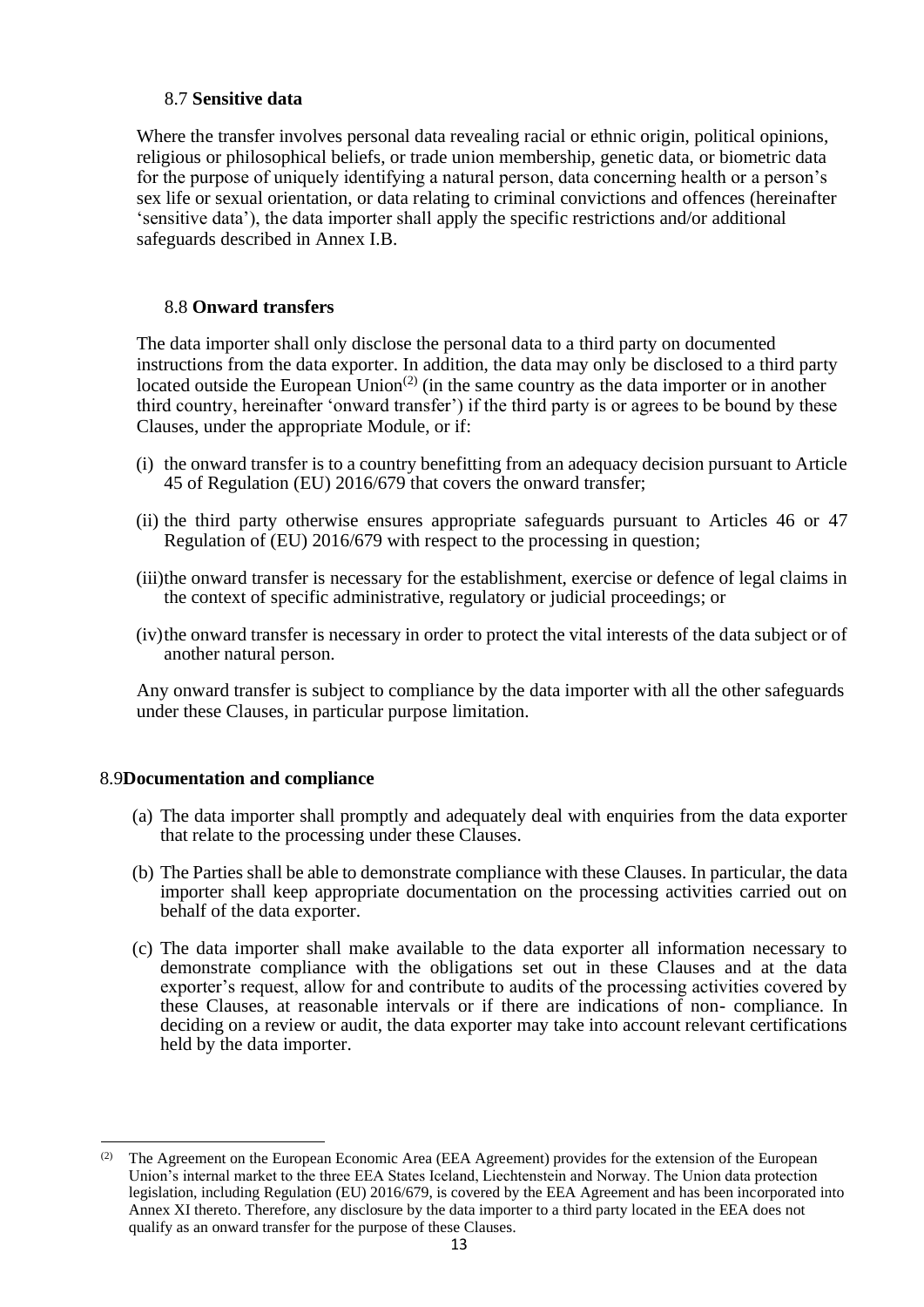8.7 **Sensitive data**

Where the transfer involves personal data revealing racial or ethnic origin, political opinions, religious or philosophical beliefs, or trade union membership, genetic data, or biometric data for the purpose of uniquely identifying a natural person, data concerning health or a person's sex life or sexual orientation, or data relating to criminal convictions and offences (hereinafter 'sensitive data'), the data importer shall apply the specific restrictions and/or additional safeguards described in Annex I.B.

8.8 **Onward transfers**

The data importer shall only disclose the personal data to a third party on documented instructions from the data exporter. In addition, the data may only be disclosed to a third party located outside the European Union[(2)] (in the same country as the data importer or in another third country, hereinafter 'onward transfer') if the third party is or agrees to be bound by these Clauses, under the appropriate Module, or if:

(i) the onward transfer is to a country benefitting from an adequacy decision pursuant to Article 45 of Regulation (EU) 2016/679 that covers the onward transfer;

(ii) the third party otherwise ensures appropriate safeguards pursuant to Articles 46 or 47 Regulation of (EU) 2016/679 with respect to the processing in question;

(iii) the onward transfer is necessary for the establishment, exercise or defence of legal claims in the context of specific administrative, regulatory or judicial proceedings; or

(iv) the onward transfer is necessary in order to protect the vital interests of the data subject or of another natural person.

Any onward transfer is subject to compliance by the data importer with all the other safeguards under these Clauses, in particular purpose limitation.

8.9 **Documentation and compliance**

(a) The data importer shall promptly and adequately deal with enquiries from the data exporter that relate to the processing under these Clauses.

(b) The Parties shall be able to demonstrate compliance with these Clauses. In particular, the data importer shall keep appropriate documentation on the processing activities carried out on behalf of the data exporter.

(c) The data importer shall make available to the data exporter all information necessary to demonstrate compliance with the obligations set out in these Clauses and at the data exporter's request, allow for and contribute to audits of the processing activities covered by these Clauses, at reasonable intervals or if there are indications of non- compliance. In deciding on a review or audit, the data exporter may take into account relevant certifications held by the data importer.

---

(2) The Agreement on the European Economic Area (EEA Agreement) provides for the extension of the European Union's internal market to the three EEA States Iceland, Liechtenstein and Norway. The Union data protection legislation, including Regulation (EU) 2016/679, is covered by the EEA Agreement and has been incorporated into Annex XI thereto. Therefore, any disclosure by the data importer to a third party located in the EEA does not qualify as an onward transfer for the purpose of these Clauses.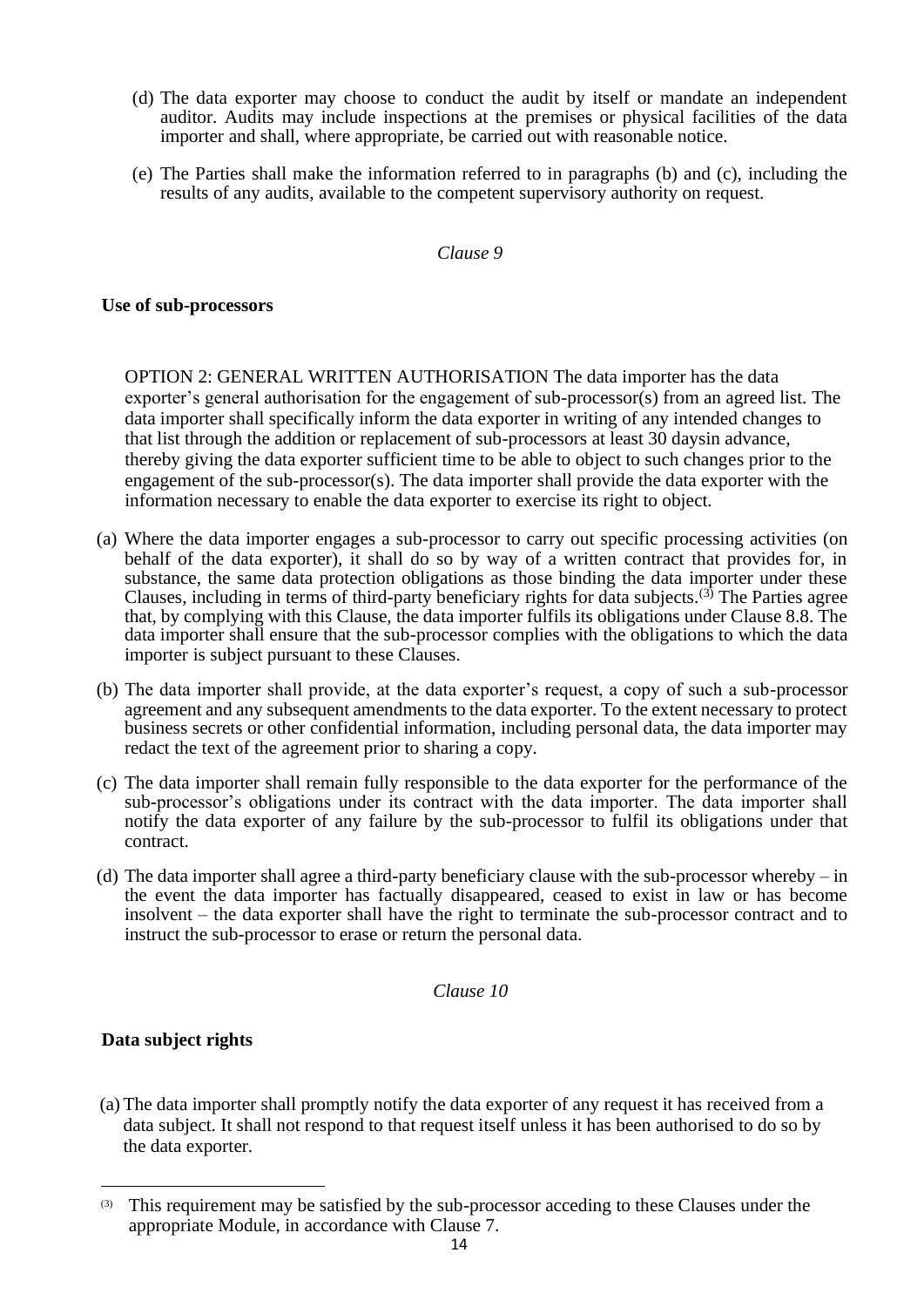(d) The data exporter may choose to conduct the audit by itself or mandate an independent auditor. Audits may include inspections at the premises or physical facilities of the data importer and shall, where appropriate, be carried out with reasonable notice.

(e) The Parties shall make the information referred to in paragraphs (b) and (c), including the results of any audits, available to the competent supervisory authority on request.

*Clause 9*

**Use of sub-processors**

OPTION 2: GENERAL WRITTEN AUTHORISATION The data importer has the data exporter's general authorisation for the engagement of sub-processor(s) from an agreed list. The data importer shall specifically inform the data exporter in writing of any intended changes to that list through the addition or replacement of sub-processors at least 30 daysin advance, thereby giving the data exporter sufficient time to be able to object to such changes prior to the engagement of the sub-processor(s). The data importer shall provide the data exporter with the information necessary to enable the data exporter to exercise its right to object.

(a) Where the data importer engages a sub-processor to carry out specific processing activities (on behalf of the data exporter), it shall do so by way of a written contract that provides for, in substance, the same data protection obligations as those binding the data importer under these Clauses, including in terms of third-party beneficiary rights for data subjects.[3] The Parties agree that, by complying with this Clause, the data importer fulfils its obligations under Clause 8.8. The data importer shall ensure that the sub-processor complies with the obligations to which the data importer is subject pursuant to these Clauses.

(b) The data importer shall provide, at the data exporter's request, a copy of such a sub-processor agreement and any subsequent amendments to the data exporter. To the extent necessary to protect business secrets or other confidential information, including personal data, the data importer may redact the text of the agreement prior to sharing a copy.

(c) The data importer shall remain fully responsible to the data exporter for the performance of the sub-processor's obligations under its contract with the data importer. The data importer shall notify the data exporter of any failure by the sub-processor to fulfil its obligations under that contract.

(d) The data importer shall agree a third-party beneficiary clause with the sub-processor whereby – in the event the data importer has factually disappeared, ceased to exist in law or has become insolvent – the data exporter shall have the right to terminate the sub-processor contract and to instruct the sub-processor to erase or return the personal data.

*Clause 10*

**Data subject rights**

(a) The data importer shall promptly notify the data exporter of any request it has received from a data subject. It shall not respond to that request itself unless it has been authorised to do so by the data exporter.

---

[3] This requirement may be satisfied by the sub-processor acceding to these Clauses under the appropriate Module, in accordance with Clause 7.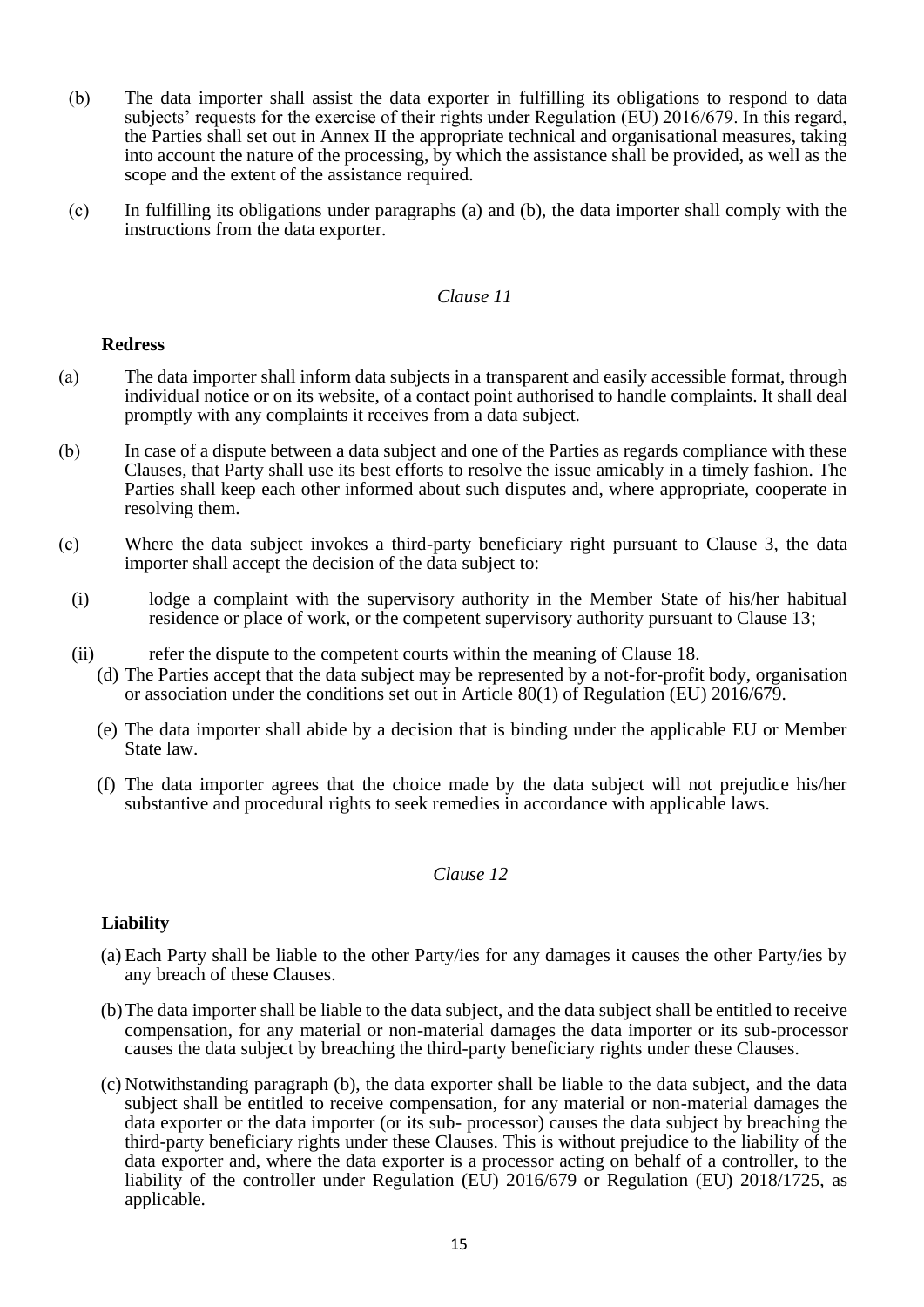(b) The data importer shall assist the data exporter in fulfilling its obligations to respond to data subjects' requests for the exercise of their rights under Regulation (EU) 2016/679. In this regard, the Parties shall set out in Annex II the appropriate technical and organisational measures, taking into account the nature of the processing, by which the assistance shall be provided, as well as the scope and the extent of the assistance required.

(c) In fulfilling its obligations under paragraphs (a) and (b), the data importer shall comply with the instructions from the data exporter.

*Clause 11*

**Redress**

(a) The data importer shall inform data subjects in a transparent and easily accessible format, through individual notice or on its website, of a contact point authorised to handle complaints. It shall deal promptly with any complaints it receives from a data subject.

(b) In case of a dispute between a data subject and one of the Parties as regards compliance with these Clauses, that Party shall use its best efforts to resolve the issue amicably in a timely fashion. The Parties shall keep each other informed about such disputes and, where appropriate, cooperate in resolving them.

(c) Where the data subject invokes a third-party beneficiary right pursuant to Clause 3, the data importer shall accept the decision of the data subject to:

(i) lodge a complaint with the supervisory authority in the Member State of his/her habitual residence or place of work, or the competent supervisory authority pursuant to Clause 13;

(ii) refer the dispute to the competent courts within the meaning of Clause 18.

(d) The Parties accept that the data subject may be represented by a not-for-profit body, organisation or association under the conditions set out in Article 80(1) of Regulation (EU) 2016/679.

(e) The data importer shall abide by a decision that is binding under the applicable EU or Member State law.

(f) The data importer agrees that the choice made by the data subject will not prejudice his/her substantive and procedural rights to seek remedies in accordance with applicable laws.

*Clause 12*

**Liability**

(a) Each Party shall be liable to the other Party/ies for any damages it causes the other Party/ies by any breach of these Clauses.

(b) The data importer shall be liable to the data subject, and the data subject shall be entitled to receive compensation, for any material or non-material damages the data importer or its sub-processor causes the data subject by breaching the third-party beneficiary rights under these Clauses.

(c) Notwithstanding paragraph (b), the data exporter shall be liable to the data subject, and the data subject shall be entitled to receive compensation, for any material or non-material damages the data exporter or the data importer (or its sub- processor) causes the data subject by breaching the third-party beneficiary rights under these Clauses. This is without prejudice to the liability of the data exporter and, where the data exporter is a processor acting on behalf of a controller, to the liability of the controller under Regulation (EU) 2016/679 or Regulation (EU) 2018/1725, as applicable.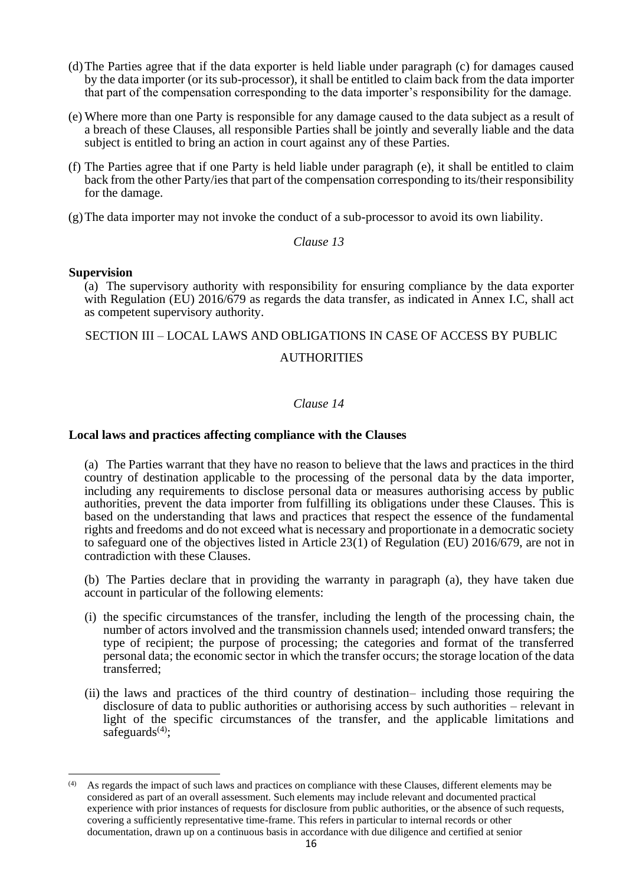(d) The Parties agree that if the data exporter is held liable under paragraph (c) for damages caused by the data importer (or its sub-processor), it shall be entitled to claim back from the data importer that part of the compensation corresponding to the data importer's responsibility for the damage.

(e) Where more than one Party is responsible for any damage caused to the data subject as a result of a breach of these Clauses, all responsible Parties shall be jointly and severally liable and the data subject is entitled to bring an action in court against any of these Parties.

(f) The Parties agree that if one Party is held liable under paragraph (e), it shall be entitled to claim back from the other Party/ies that part of the compensation corresponding to its/their responsibility for the damage.

(g) The data importer may not invoke the conduct of a sub-processor to avoid its own liability.

*Clause 13*

**Supervision**

(a) The supervisory authority with responsibility for ensuring compliance by the data exporter with Regulation (EU) 2016/679 as regards the data transfer, as indicated in Annex I.C, shall act as competent supervisory authority.

SECTION III – LOCAL LAWS AND OBLIGATIONS IN CASE OF ACCESS BY PUBLIC AUTHORITIES

*Clause 14*

**Local laws and practices affecting compliance with the Clauses**

(a) The Parties warrant that they have no reason to believe that the laws and practices in the third country of destination applicable to the processing of the personal data by the data importer, including any requirements to disclose personal data or measures authorising access by public authorities, prevent the data importer from fulfilling its obligations under these Clauses. This is based on the understanding that laws and practices that respect the essence of the fundamental rights and freedoms and do not exceed what is necessary and proportionate in a democratic society to safeguard one of the objectives listed in Article 23(1) of Regulation (EU) 2016/679, are not in contradiction with these Clauses.

(b) The Parties declare that in providing the warranty in paragraph (a), they have taken due account in particular of the following elements:

(i) the specific circumstances of the transfer, including the length of the processing chain, the number of actors involved and the transmission channels used; intended onward transfers; the type of recipient; the purpose of processing; the categories and format of the transferred personal data; the economic sector in which the transfer occurs; the storage location of the data transferred;

(ii) the laws and practices of the third country of destination– including those requiring the disclosure of data to public authorities or authorising access by such authorities – relevant in light of the specific circumstances of the transfer, and the applicable limitations and safeguards[(4)];

---

[(4)] As regards the impact of such laws and practices on compliance with these Clauses, different elements may be considered as part of an overall assessment. Such elements may include relevant and documented practical experience with prior instances of requests for disclosure from public authorities, or the absence of such requests, covering a sufficiently representative time-frame. This refers in particular to internal records or other documentation, drawn up on a continuous basis in accordance with due diligence and certified at senior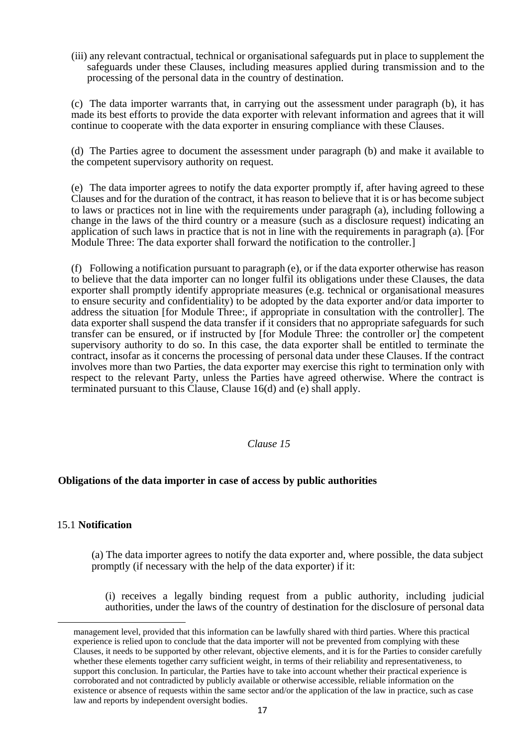(iii) any relevant contractual, technical or organisational safeguards put in place to supplement the safeguards under these Clauses, including measures applied during transmission and to the processing of the personal data in the country of destination.

(c) The data importer warrants that, in carrying out the assessment under paragraph (b), it has made its best efforts to provide the data exporter with relevant information and agrees that it will continue to cooperate with the data exporter in ensuring compliance with these Clauses.

(d) The Parties agree to document the assessment under paragraph (b) and make it available to the competent supervisory authority on request.

(e) The data importer agrees to notify the data exporter promptly if, after having agreed to these Clauses and for the duration of the contract, it has reason to believe that it is or has become subject to laws or practices not in line with the requirements under paragraph (a), including following a change in the laws of the third country or a measure (such as a disclosure request) indicating an application of such laws in practice that is not in line with the requirements in paragraph (a). [For Module Three: The data exporter shall forward the notification to the controller.]

(f) Following a notification pursuant to paragraph (e), or if the data exporter otherwise has reason to believe that the data importer can no longer fulfil its obligations under these Clauses, the data exporter shall promptly identify appropriate measures (e.g. technical or organisational measures to ensure security and confidentiality) to be adopted by the data exporter and/or data importer to address the situation [for Module Three:, if appropriate in consultation with the controller]. The data exporter shall suspend the data transfer if it considers that no appropriate safeguards for such transfer can be ensured, or if instructed by [for Module Three: the controller or] the competent supervisory authority to do so. In this case, the data exporter shall be entitled to terminate the contract, insofar as it concerns the processing of personal data under these Clauses. If the contract involves more than two Parties, the data exporter may exercise this right to termination only with respect to the relevant Party, unless the Parties have agreed otherwise. Where the contract is terminated pursuant to this Clause, Clause 16(d) and (e) shall apply.

*Clause 15*

**Obligations of the data importer in case of access by public authorities**

15.1 **Notification**

(a) The data importer agrees to notify the data exporter and, where possible, the data subject promptly (if necessary with the help of the data exporter) if it:

(i) receives a legally binding request from a public authority, including judicial authorities, under the laws of the country of destination for the disclosure of personal data

---

management level, provided that this information can be lawfully shared with third parties. Where this practical experience is relied upon to conclude that the data importer will not be prevented from complying with these Clauses, it needs to be supported by other relevant, objective elements, and it is for the Parties to consider carefully whether these elements together carry sufficient weight, in terms of their reliability and representativeness, to support this conclusion. In particular, the Parties have to take into account whether their practical experience is corroborated and not contradicted by publicly available or otherwise accessible, reliable information on the existence or absence of requests within the same sector and/or the application of the law in practice, such as case law and reports by independent oversight bodies.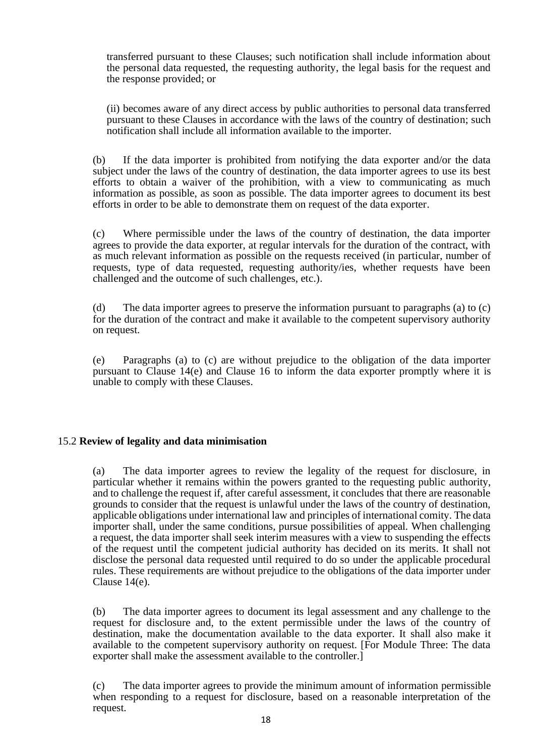transferred pursuant to these Clauses; such notification shall include information about the personal data requested, the requesting authority, the legal basis for the request and the response provided; or

(ii) becomes aware of any direct access by public authorities to personal data transferred pursuant to these Clauses in accordance with the laws of the country of destination; such notification shall include all information available to the importer.

(b) If the data importer is prohibited from notifying the data exporter and/or the data subject under the laws of the country of destination, the data importer agrees to use its best efforts to obtain a waiver of the prohibition, with a view to communicating as much information as possible, as soon as possible. The data importer agrees to document its best efforts in order to be able to demonstrate them on request of the data exporter.

(c) Where permissible under the laws of the country of destination, the data importer agrees to provide the data exporter, at regular intervals for the duration of the contract, with as much relevant information as possible on the requests received (in particular, number of requests, type of data requested, requesting authority/ies, whether requests have been challenged and the outcome of such challenges, etc.).

(d) The data importer agrees to preserve the information pursuant to paragraphs (a) to (c) for the duration of the contract and make it available to the competent supervisory authority on request.

(e) Paragraphs (a) to (c) are without prejudice to the obligation of the data importer pursuant to Clause 14(e) and Clause 16 to inform the data exporter promptly where it is unable to comply with these Clauses.

15.2 **Review of legality and data minimisation**

(a) The data importer agrees to review the legality of the request for disclosure, in particular whether it remains within the powers granted to the requesting public authority, and to challenge the request if, after careful assessment, it concludes that there are reasonable grounds to consider that the request is unlawful under the laws of the country of destination, applicable obligations under international law and principles of international comity. The data importer shall, under the same conditions, pursue possibilities of appeal. When challenging a request, the data importer shall seek interim measures with a view to suspending the effects of the request until the competent judicial authority has decided on its merits. It shall not disclose the personal data requested until required to do so under the applicable procedural rules. These requirements are without prejudice to the obligations of the data importer under Clause 14(e).

(b) The data importer agrees to document its legal assessment and any challenge to the request for disclosure and, to the extent permissible under the laws of the country of destination, make the documentation available to the data exporter. It shall also make it available to the competent supervisory authority on request. [For Module Three: The data exporter shall make the assessment available to the controller.]

(c) The data importer agrees to provide the minimum amount of information permissible when responding to a request for disclosure, based on a reasonable interpretation of the request.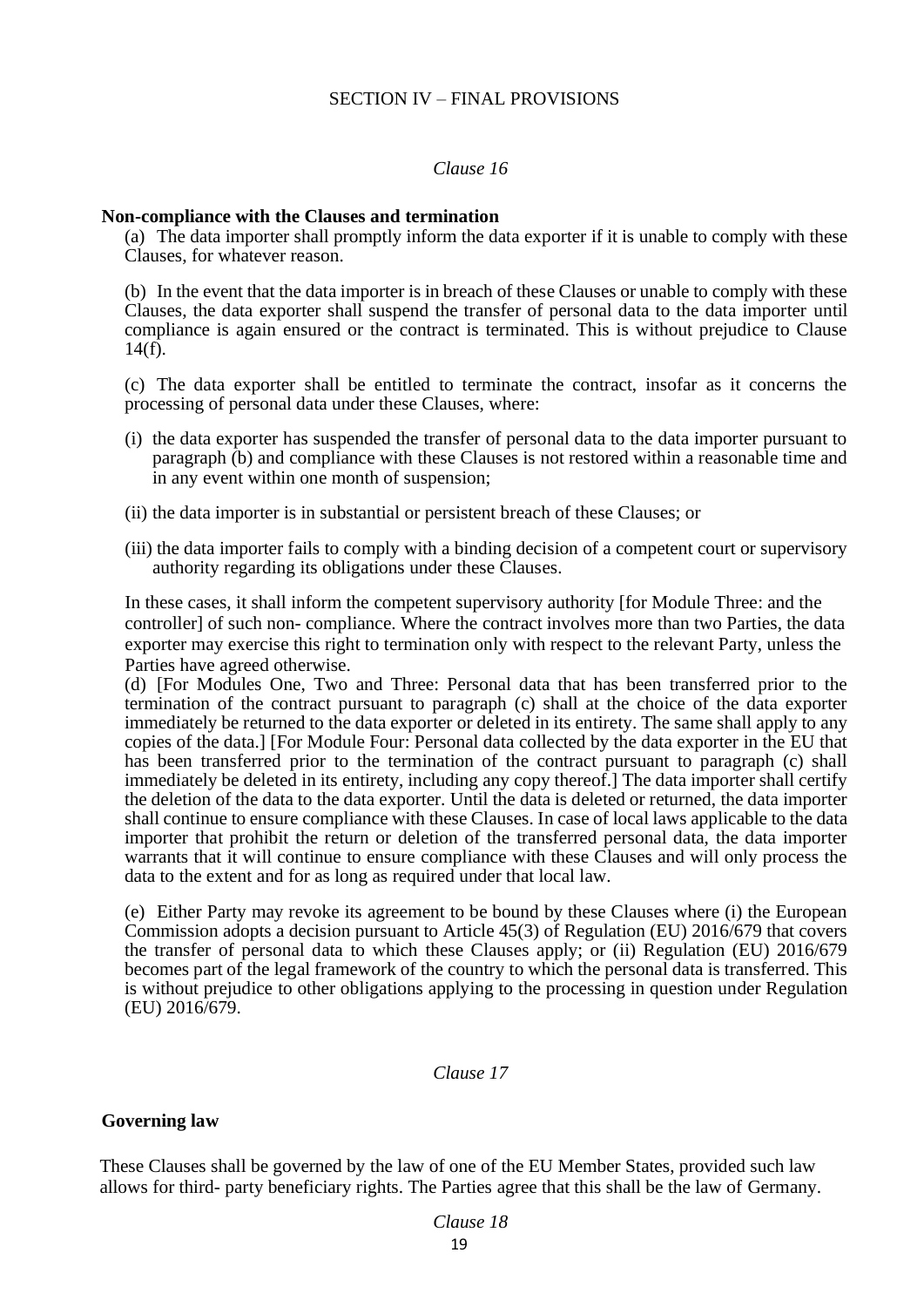SECTION IV – FINAL PROVISIONS

*Clause 16*

**Non-compliance with the Clauses and termination**

(a) The data importer shall promptly inform the data exporter if it is unable to comply with these Clauses, for whatever reason.

(b) In the event that the data importer is in breach of these Clauses or unable to comply with these Clauses, the data exporter shall suspend the transfer of personal data to the data importer until compliance is again ensured or the contract is terminated. This is without prejudice to Clause 14(f).

(c) The data exporter shall be entitled to terminate the contract, insofar as it concerns the processing of personal data under these Clauses, where:

(i) the data exporter has suspended the transfer of personal data to the data importer pursuant to paragraph (b) and compliance with these Clauses is not restored within a reasonable time and in any event within one month of suspension;

(ii) the data importer is in substantial or persistent breach of these Clauses; or

(iii) the data importer fails to comply with a binding decision of a competent court or supervisory authority regarding its obligations under these Clauses.

In these cases, it shall inform the competent supervisory authority [for Module Three: and the controller] of such non- compliance. Where the contract involves more than two Parties, the data exporter may exercise this right to termination only with respect to the relevant Party, unless the Parties have agreed otherwise.

(d) [For Modules One, Two and Three: Personal data that has been transferred prior to the termination of the contract pursuant to paragraph (c) shall at the choice of the data exporter immediately be returned to the data exporter or deleted in its entirety. The same shall apply to any copies of the data.] [For Module Four: Personal data collected by the data exporter in the EU that has been transferred prior to the termination of the contract pursuant to paragraph (c) shall immediately be deleted in its entirety, including any copy thereof.] The data importer shall certify the deletion of the data to the data exporter. Until the data is deleted or returned, the data importer shall continue to ensure compliance with these Clauses. In case of local laws applicable to the data importer that prohibit the return or deletion of the transferred personal data, the data importer warrants that it will continue to ensure compliance with these Clauses and will only process the data to the extent and for as long as required under that local law.

(e) Either Party may revoke its agreement to be bound by these Clauses where (i) the European Commission adopts a decision pursuant to Article 45(3) of Regulation (EU) 2016/679 that covers the transfer of personal data to which these Clauses apply; or (ii) Regulation (EU) 2016/679 becomes part of the legal framework of the country to which the personal data is transferred. This is without prejudice to other obligations applying to the processing in question under Regulation (EU) 2016/679.

*Clause 17*

**Governing law**

These Clauses shall be governed by the law of one of the EU Member States, provided such law allows for third- party beneficiary rights. The Parties agree that this shall be the law of Germany.

*Clause 18*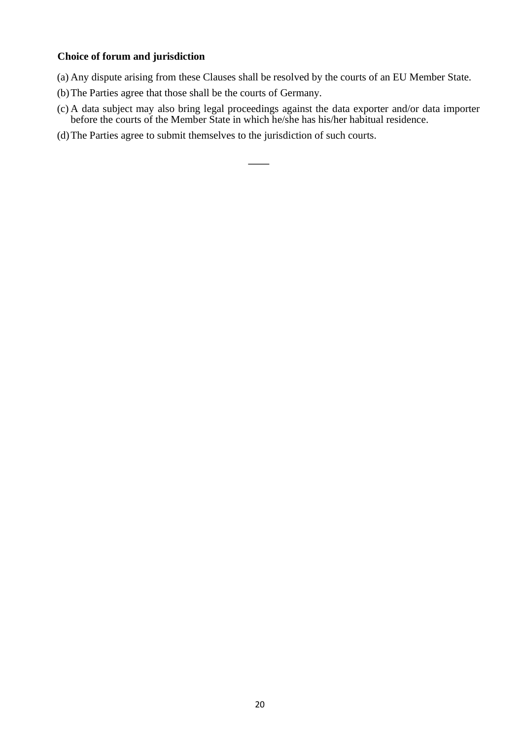**Choice of forum and jurisdiction**

(a) Any dispute arising from these Clauses shall be resolved by the courts of an EU Member State.

(b) The Parties agree that those shall be the courts of Germany.

(c) A data subject may also bring legal proceedings against the data exporter and/or data importer before the courts of the Member State in which he/she has his/her habitual residence.

(d) The Parties agree to submit themselves to the jurisdiction of such courts.

\_\_\_\_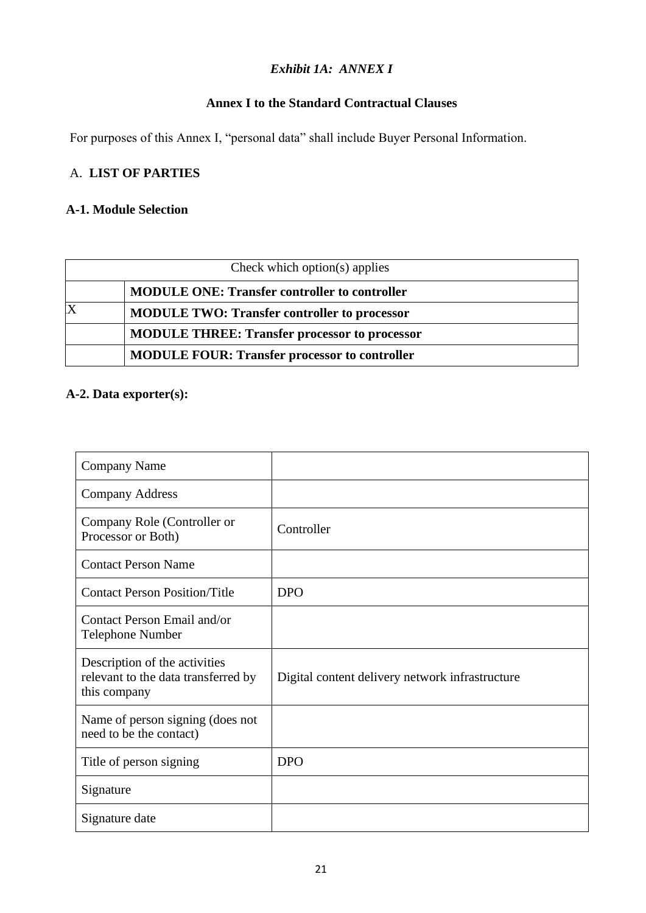*Exhibit 1A: ANNEX I*

**Annex I to the Standard Contractual Clauses**

For purposes of this Annex I, "personal data" shall include Buyer Personal Information.

A. **LIST OF PARTIES**

**A-1. Module Selection**

| Check which option(s) applies | |
|---|---|
| | **MODULE ONE: Transfer controller to controller** |
| X | **MODULE TWO: Transfer controller to processor** |
| | **MODULE THREE: Transfer processor to processor** |
| | **MODULE FOUR: Transfer processor to controller** |

**A-2. Data exporter(s):**

| | |
|---|---|
| Company Name | |
| Company Address | |
| Company Role (Controller or Processor or Both) | Controller |
| Contact Person Name | |
| Contact Person Position/Title | DPO |
| Contact Person Email and/or Telephone Number | |
| Description of the activities relevant to the data transferred by this company | Digital content delivery network infrastructure |
| Name of person signing (does not need to be the contact) | |
| Title of person signing | DPO |
| Signature | |
| Signature date | |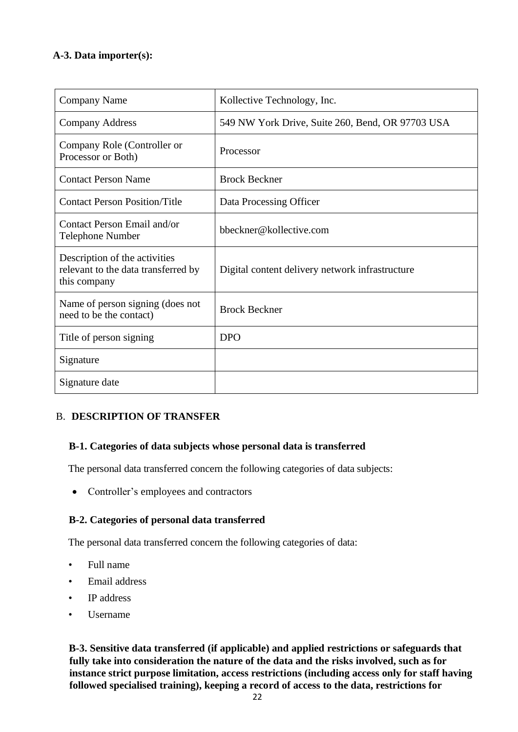**A-3. Data importer(s):**

| Company Name | Kollective Technology, Inc. |
|---|---|
| Company Address | 549 NW York Drive, Suite 260, Bend, OR 97703 USA |
| Company Role (Controller or Processor or Both) | Processor |
| Contact Person Name | Brock Beckner |
| Contact Person Position/Title | Data Processing Officer |
| Contact Person Email and/or Telephone Number | bbeckner@kollective.com |
| Description of the activities relevant to the data transferred by this company | Digital content delivery network infrastructure |
| Name of person signing (does not need to be the contact) | Brock Beckner |
| Title of person signing | DPO |
| Signature | |
| Signature date | |

## B. DESCRIPTION OF TRANSFER

**B-1. Categories of data subjects whose personal data is transferred**

The personal data transferred concern the following categories of data subjects:

- Controller's employees and contractors

**B-2. Categories of personal data transferred**

The personal data transferred concern the following categories of data:

- Full name
- Email address
- IP address
- Username

**B-3. Sensitive data transferred (if applicable) and applied restrictions or safeguards that fully take into consideration the nature of the data and the risks involved, such as for instance strict purpose limitation, access restrictions (including access only for staff having followed specialised training), keeping a record of access to the data, restrictions for**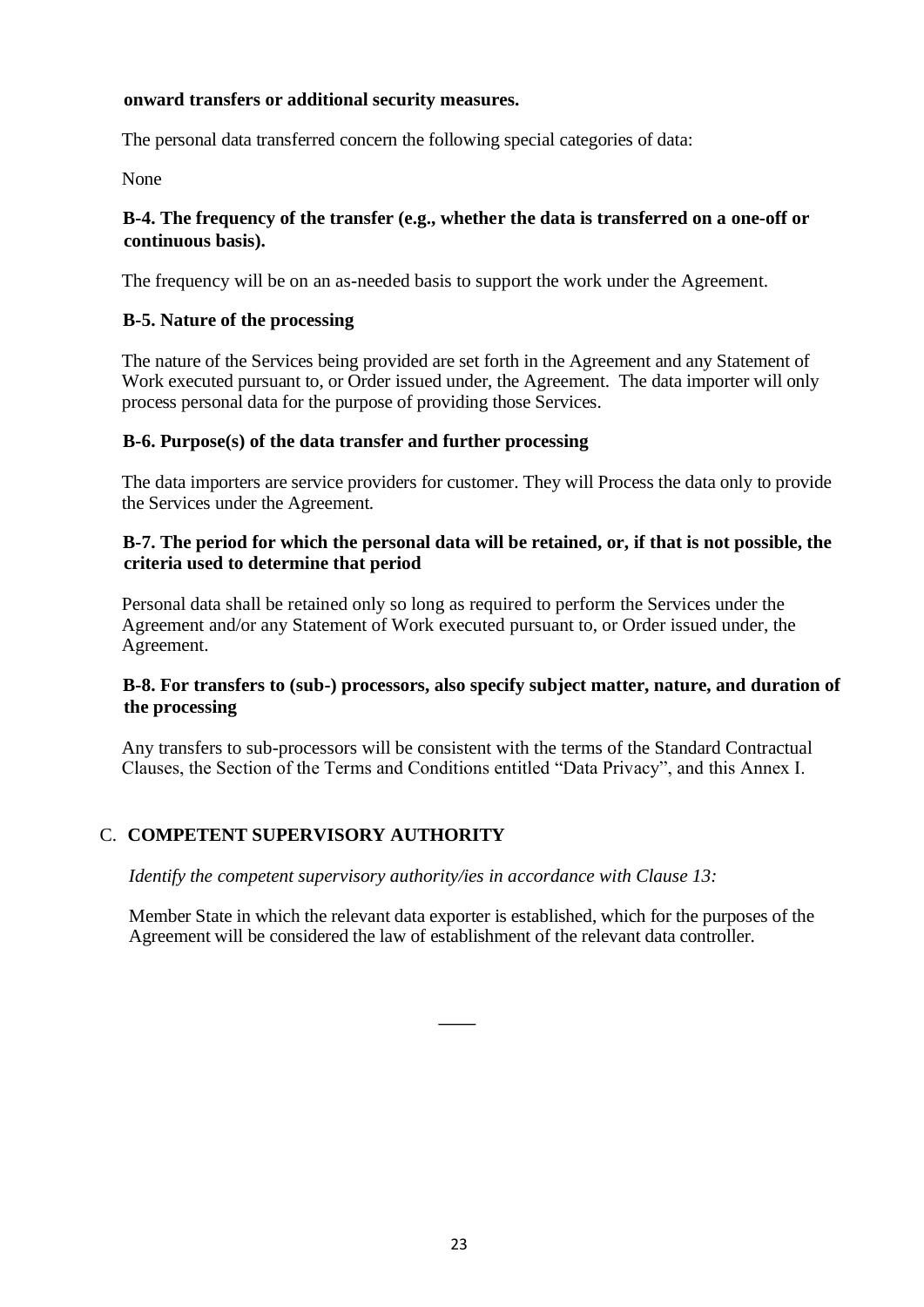**onward transfers or additional security measures.**

The personal data transferred concern the following special categories of data:

None

**B-4. The frequency of the transfer (e.g., whether the data is transferred on a one-off or continuous basis).**

The frequency will be on an as-needed basis to support the work under the Agreement.

**B-5. Nature of the processing**

The nature of the Services being provided are set forth in the Agreement and any Statement of Work executed pursuant to, or Order issued under, the Agreement. The data importer will only process personal data for the purpose of providing those Services.

**B-6. Purpose(s) of the data transfer and further processing**

The data importers are service providers for customer. They will Process the data only to provide the Services under the Agreement.

**B-7. The period for which the personal data will be retained, or, if that is not possible, the criteria used to determine that period**

Personal data shall be retained only so long as required to perform the Services under the Agreement and/or any Statement of Work executed pursuant to, or Order issued under, the Agreement.

**B-8. For transfers to (sub-) processors, also specify subject matter, nature, and duration of the processing**

Any transfers to sub-processors will be consistent with the terms of the Standard Contractual Clauses, the Section of the Terms and Conditions entitled "Data Privacy", and this Annex I.

## C. **COMPETENT SUPERVISORY AUTHORITY**

*Identify the competent supervisory authority/ies in accordance with Clause 13:*

Member State in which the relevant data exporter is established, which for the purposes of the Agreement will be considered the law of establishment of the relevant data controller.

____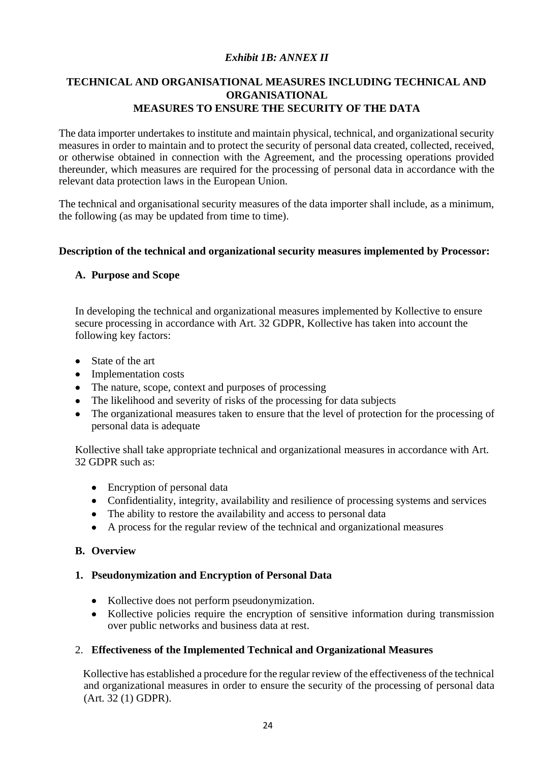*Exhibit 1B: ANNEX II*

## TECHNICAL AND ORGANISATIONAL MEASURES INCLUDING TECHNICAL AND ORGANISATIONAL MEASURES TO ENSURE THE SECURITY OF THE DATA

The data importer undertakes to institute and maintain physical, technical, and organizational security measures in order to maintain and to protect the security of personal data created, collected, received, or otherwise obtained in connection with the Agreement, and the processing operations provided thereunder, which measures are required for the processing of personal data in accordance with the relevant data protection laws in the European Union.

The technical and organisational security measures of the data importer shall include, as a minimum, the following (as may be updated from time to time).

**Description of the technical and organizational security measures implemented by Processor:**

### A. Purpose and Scope

In developing the technical and organizational measures implemented by Kollective to ensure secure processing in accordance with Art. 32 GDPR, Kollective has taken into account the following key factors:

- State of the art
- Implementation costs
- The nature, scope, context and purposes of processing
- The likelihood and severity of risks of the processing for data subjects
- The organizational measures taken to ensure that the level of protection for the processing of personal data is adequate

Kollective shall take appropriate technical and organizational measures in accordance with Art. 32 GDPR such as:

- Encryption of personal data
- Confidentiality, integrity, availability and resilience of processing systems and services
- The ability to restore the availability and access to personal data
- A process for the regular review of the technical and organizational measures

### B. Overview

#### 1. Pseudonymization and Encryption of Personal Data

- Kollective does not perform pseudonymization.
- Kollective policies require the encryption of sensitive information during transmission over public networks and business data at rest.

#### 2. Effectiveness of the Implemented Technical and Organizational Measures

Kollective has established a procedure for the regular review of the effectiveness of the technical and organizational measures in order to ensure the security of the processing of personal data (Art. 32 (1) GDPR).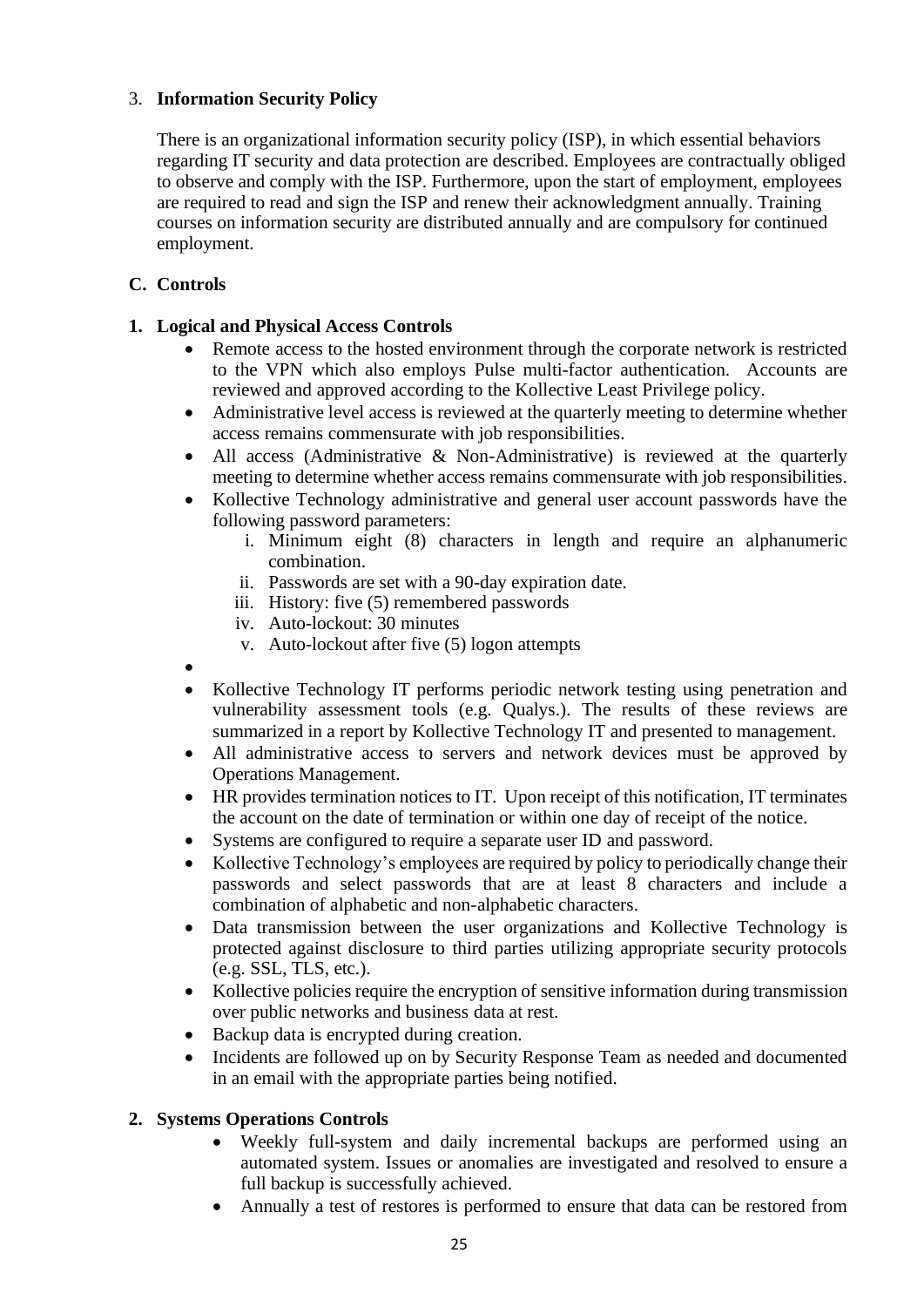3. **Information Security Policy**

   There is an organizational information security policy (ISP), in which essential behaviors regarding IT security and data protection are described. Employees are contractually obliged to observe and comply with the ISP. Furthermore, upon the start of employment, employees are required to read and sign the ISP and renew their acknowledgment annually. Training courses on information security are distributed annually and are compulsory for continued employment.

**C. Controls**

**1. Logical and Physical Access Controls**

- Remote access to the hosted environment through the corporate network is restricted to the VPN which also employs Pulse multi-factor authentication. Accounts are reviewed and approved according to the Kollective Least Privilege policy.
- Administrative level access is reviewed at the quarterly meeting to determine whether access remains commensurate with job responsibilities.
- All access (Administrative & Non-Administrative) is reviewed at the quarterly meeting to determine whether access remains commensurate with job responsibilities.
- Kollective Technology administrative and general user account passwords have the following password parameters:
    i. Minimum eight (8) characters in length and require an alphanumeric combination.
    ii. Passwords are set with a 90-day expiration date.
    iii. History: five (5) remembered passwords
    iv. Auto-lockout: 30 minutes
    v. Auto-lockout after five (5) logon attempts
- 
- Kollective Technology IT performs periodic network testing using penetration and vulnerability assessment tools (e.g. Qualys.). The results of these reviews are summarized in a report by Kollective Technology IT and presented to management.
- All administrative access to servers and network devices must be approved by Operations Management.
- HR provides termination notices to IT. Upon receipt of this notification, IT terminates the account on the date of termination or within one day of receipt of the notice.
- Systems are configured to require a separate user ID and password.
- Kollective Technology's employees are required by policy to periodically change their passwords and select passwords that are at least 8 characters and include a combination of alphabetic and non-alphabetic characters.
- Data transmission between the user organizations and Kollective Technology is protected against disclosure to third parties utilizing appropriate security protocols (e.g. SSL, TLS, etc.).
- Kollective policies require the encryption of sensitive information during transmission over public networks and business data at rest.
- Backup data is encrypted during creation.
- Incidents are followed up on by Security Response Team as needed and documented in an email with the appropriate parties being notified.

**2. Systems Operations Controls**

- Weekly full-system and daily incremental backups are performed using an automated system. Issues or anomalies are investigated and resolved to ensure a full backup is successfully achieved.
- Annually a test of restores is performed to ensure that data can be restored from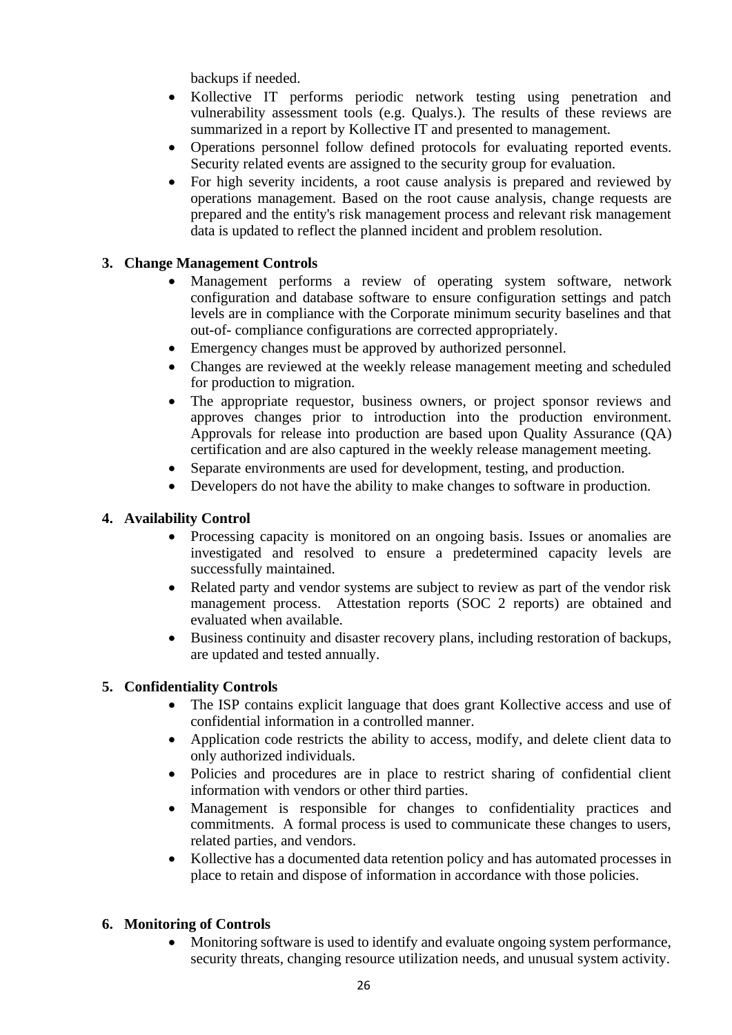backups if needed.

- Kollective IT performs periodic network testing using penetration and vulnerability assessment tools (e.g. Qualys.). The results of these reviews are summarized in a report by Kollective IT and presented to management.
- Operations personnel follow defined protocols for evaluating reported events. Security related events are assigned to the security group for evaluation.
- For high severity incidents, a root cause analysis is prepared and reviewed by operations management. Based on the root cause analysis, change requests are prepared and the entity's risk management process and relevant risk management data is updated to reflect the planned incident and problem resolution.

**3. Change Management Controls**

- Management performs a review of operating system software, network configuration and database software to ensure configuration settings and patch levels are in compliance with the Corporate minimum security baselines and that out-of- compliance configurations are corrected appropriately.
- Emergency changes must be approved by authorized personnel.
- Changes are reviewed at the weekly release management meeting and scheduled for production to migration.
- The appropriate requestor, business owners, or project sponsor reviews and approves changes prior to introduction into the production environment. Approvals for release into production are based upon Quality Assurance (QA) certification and are also captured in the weekly release management meeting.
- Separate environments are used for development, testing, and production.
- Developers do not have the ability to make changes to software in production.

**4. Availability Control**

- Processing capacity is monitored on an ongoing basis. Issues or anomalies are investigated and resolved to ensure a predetermined capacity levels are successfully maintained.
- Related party and vendor systems are subject to review as part of the vendor risk management process. Attestation reports (SOC 2 reports) are obtained and evaluated when available.
- Business continuity and disaster recovery plans, including restoration of backups, are updated and tested annually.

**5. Confidentiality Controls**

- The ISP contains explicit language that does grant Kollective access and use of confidential information in a controlled manner.
- Application code restricts the ability to access, modify, and delete client data to only authorized individuals.
- Policies and procedures are in place to restrict sharing of confidential client information with vendors or other third parties.
- Management is responsible for changes to confidentiality practices and commitments. A formal process is used to communicate these changes to users, related parties, and vendors.
- Kollective has a documented data retention policy and has automated processes in place to retain and dispose of information in accordance with those policies.

**6. Monitoring of Controls**

- Monitoring software is used to identify and evaluate ongoing system performance, security threats, changing resource utilization needs, and unusual system activity.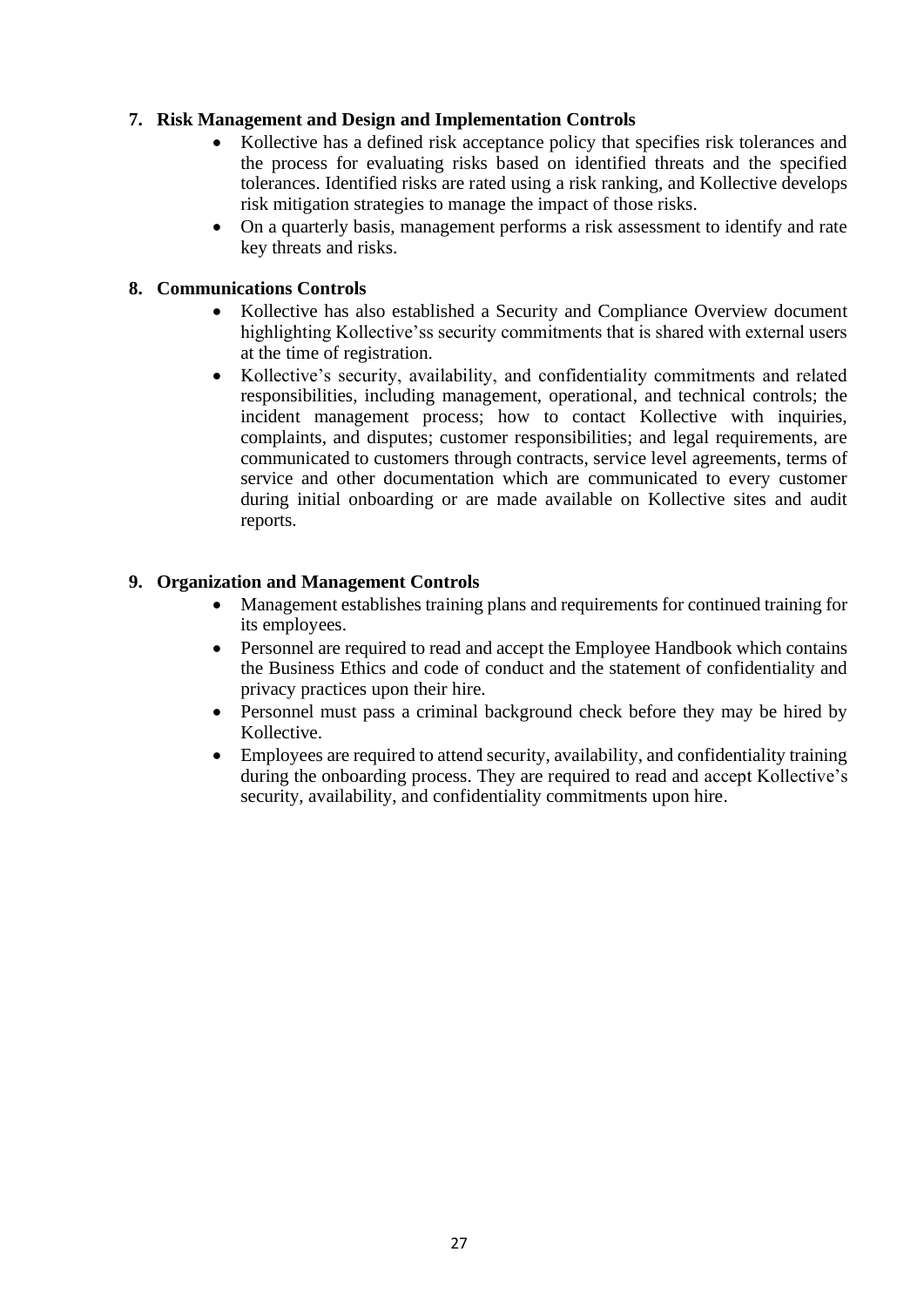**7. Risk Management and Design and Implementation Controls**

- Kollective has a defined risk acceptance policy that specifies risk tolerances and the process for evaluating risks based on identified threats and the specified tolerances. Identified risks are rated using a risk ranking, and Kollective develops risk mitigation strategies to manage the impact of those risks.
- On a quarterly basis, management performs a risk assessment to identify and rate key threats and risks.

**8. Communications Controls**

- Kollective has also established a Security and Compliance Overview document highlighting Kollective'ss security commitments that is shared with external users at the time of registration.
- Kollective's security, availability, and confidentiality commitments and related responsibilities, including management, operational, and technical controls; the incident management process; how to contact Kollective with inquiries, complaints, and disputes; customer responsibilities; and legal requirements, are communicated to customers through contracts, service level agreements, terms of service and other documentation which are communicated to every customer during initial onboarding or are made available on Kollective sites and audit reports.

**9. Organization and Management Controls**

- Management establishes training plans and requirements for continued training for its employees.
- Personnel are required to read and accept the Employee Handbook which contains the Business Ethics and code of conduct and the statement of confidentiality and privacy practices upon their hire.
- Personnel must pass a criminal background check before they may be hired by Kollective.
- Employees are required to attend security, availability, and confidentiality training during the onboarding process. They are required to read and accept Kollective's security, availability, and confidentiality commitments upon hire.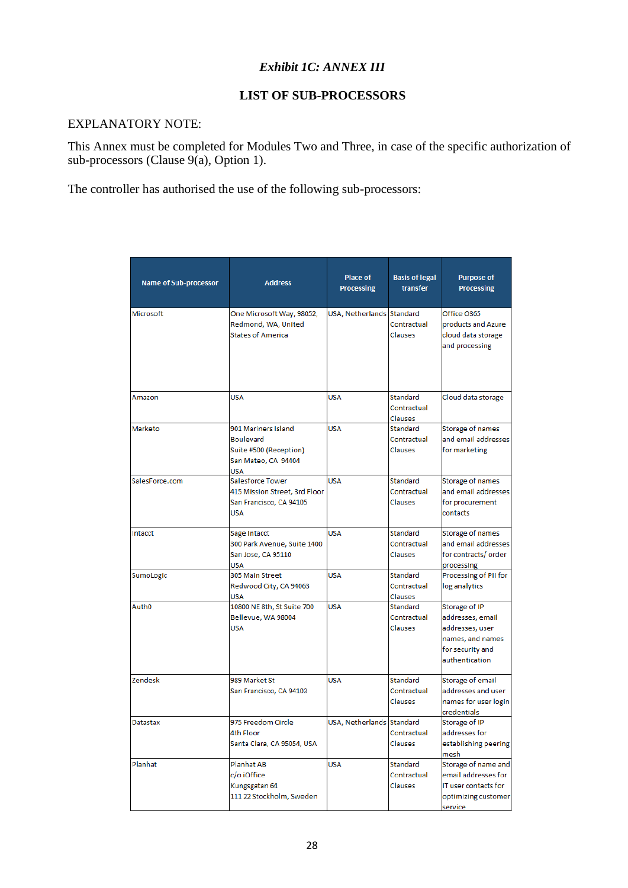### *Exhibit 1C: ANNEX III*

### LIST OF SUB-PROCESSORS

EXPLANATORY NOTE:

This Annex must be completed for Modules Two and Three, in case of the specific authorization of sub-processors (Clause 9(a), Option 1).

The controller has authorised the use of the following sub-processors:

| Name of Sub-processor | Address | Place of Processing | Basis of legal transfer | Purpose of Processing |
|---|---|---|---|---|
| Microsoft | One Microsoft Way, 98052, Redmond, WA, United States of America | USA, Netherlands | Standard Contractual Clauses | Office O365 products and Azure cloud data storage and processing |
| Amazon | USA | USA | Standard Contractual Clauses | Cloud data storage |
| Marketo | 901 Mariners Island Boulevard Suite #500 (Reception) San Mateo, CA 94404 USA | USA | Standard Contractual Clauses | Storage of names and email addresses for marketing |
| SalesForce.com | Salesforce Tower 415 Mission Street, 3rd Floor San Francisco, CA 94105 USA | USA | Standard Contractual Clauses | Storage of names and email addresses for procurement contacts |
| Intacct | Sage Intacct 300 Park Avenue, Suite 1400 San Jose, CA 95110 USA | USA | Standard Contractual Clauses | Storage of names and email addresses for contracts/ order processing |
| SumoLogic | 305 Main Street Redwood City, CA 94063 USA | USA | Standard Contractual Clauses | Processing of PII for log analytics |
| Auth0 | 10800 NE 8th, St Suite 700 Bellevue, WA 98004 USA | USA | Standard Contractual Clauses | Storage of IP addresses, email addresses, user names, and names for security and authentication |
| Zendesk | 989 Market St San Francisco, CA 94103 | USA | Standard Contractual Clauses | Storage of email addresses and user names for user login credentials |
| Datastax | 975 Freedom Circle 4th Floor Santa Clara, CA 95054, USA | USA, Netherlands | Standard Contractual Clauses | Storage of IP addresses for establishing peering mesh |
| Planhat | Planhat AB c/o iOffice Kungsgatan 64 111 22 Stockholm, Sweden | USA | Standard Contractual Clauses | Storage of name and email addresses for IT user contacts for optimizing customer service |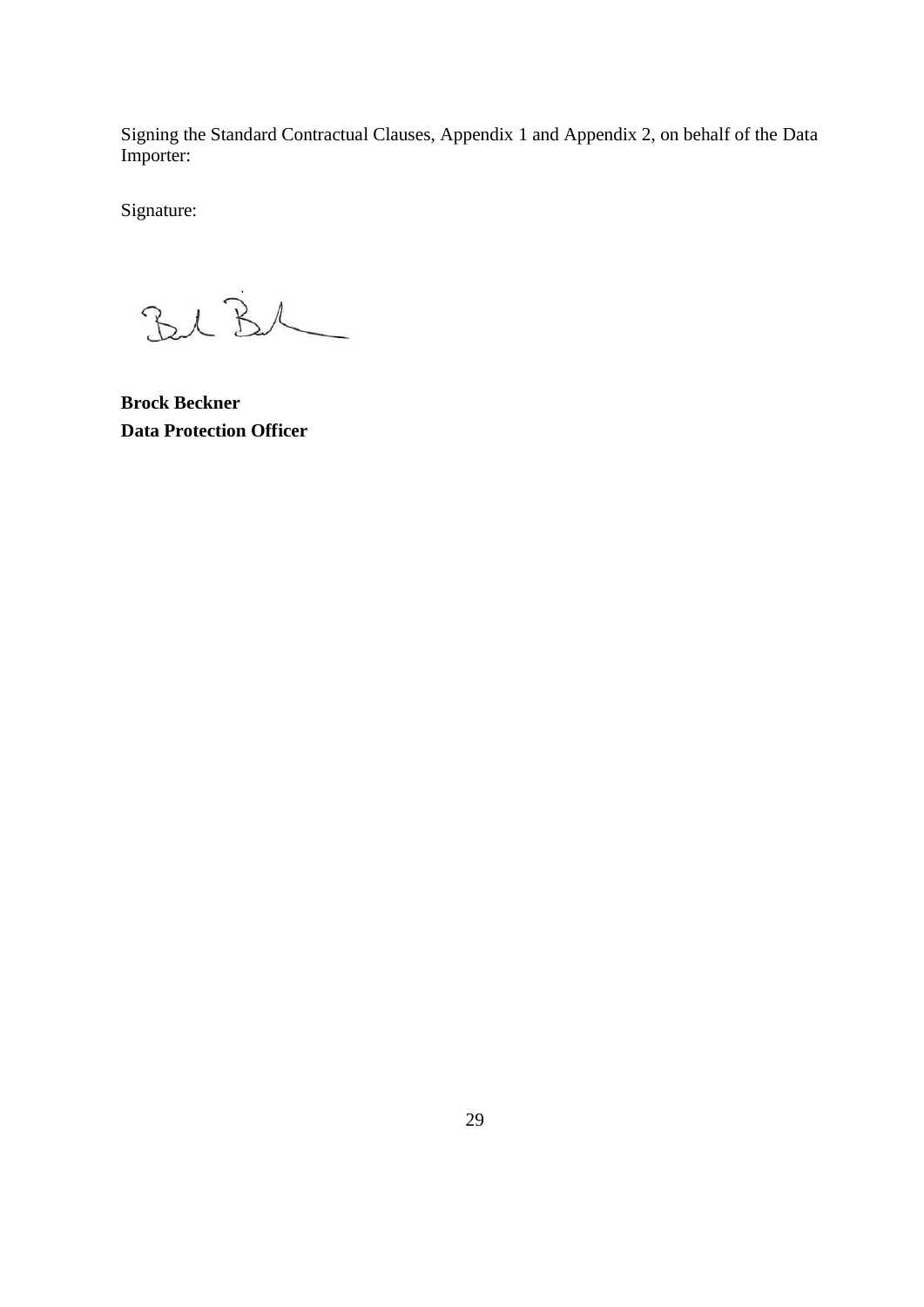Signing the Standard Contractual Clauses, Appendix 1 and Appendix 2, on behalf of the Data Importer:

Signature:

**Brock Beckner**
**Data Protection Officer**